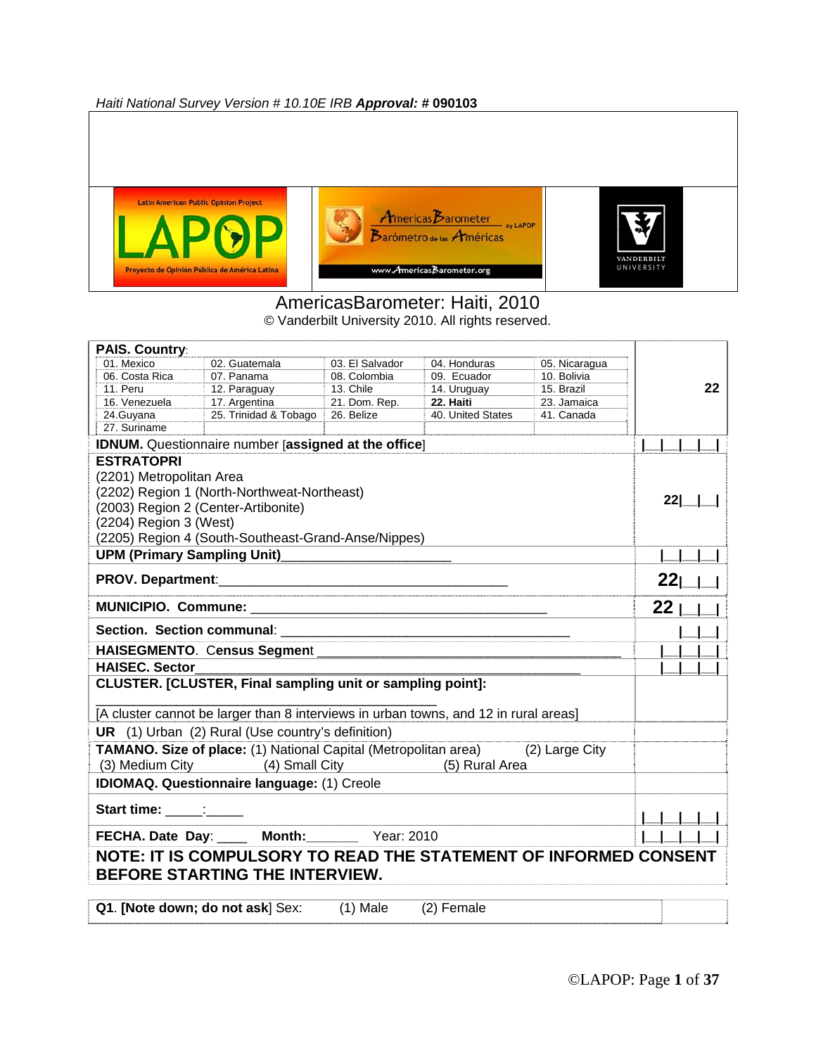*Haiti National Survey Version # 10.10E IRB* ***Approval:*** **# 090103**

# AmericasBarometer: Haiti, 2010

© Vanderbilt University 2010. All rights reserved.

**PAIS. Country**:

| | | | | | |
|---|---|---|---|---|---|
| 01. Mexico | 02. Guatemala | 03. El Salvador | 04. Honduras | 05. Nicaragua | |
| 06. Costa Rica | 07. Panama | 08. Colombia | 09. Ecuador | 10. Bolivia | |
| 11. Peru | 12. Paraguay | 13. Chile | 14. Uruguay | 15. Brazil | **22** |
| 16. Venezuela | 17. Argentina | 21. Dom. Rep. | **22. Haiti** | 23. Jamaica | |
| 24.Guyana | 25. Trinidad & Tobago | 26. Belize | 40. United States | 41. Canada | |
| 27. Suriname | | | | | |

| | |
|---|---|
| **IDNUM.** Questionnaire number [**assigned at the office**] | \|__\|__\|__\|__\| |
| **ESTRATOPRI**<br>(2201) Metropolitan Area<br>(2202) Region 1 (North-Northweat-Northeast)<br>(2003) Region 2 (Center-Artibonite)<br>(2204) Region 3 (West)<br>(2205) Region 4 (South-Southeast-Grand-Anse/Nippes) | **22**\|__\|__\| |
| **UPM (Primary Sampling Unit)**______________________ | \|__\|__\|__\| |
| **PROV. Department**:_______________________________________ | **22**\|__\|__\| |
| **MUNICIPIO. Commune:** _______________________________________ | **22** \|__\|__\| |
| **Section. Section communal**: _______________________________________ | \|__\|__\| |
| **HAISEGMENTO**. **Census Segmen**t _______________________________________ | \|__\|__\|__\| |
| **HAISEC. Sector**_______________________________________ | \|__\|__\|__\| |
| **CLUSTER. [CLUSTER, Final sampling unit or sampling point]:**<br>____________________________________________<br>[A cluster cannot be larger than 8 interviews in urban towns, and 12 in rural areas] | |
| **UR** (1) Urban (2) Rural (Use country's definition) | |
| **TAMANO. Size of place:** (1) National Capital (Metropolitan area) (2) Large City (3) Medium City (4) Small City (5) Rural Area | |
| **IDIOMAQ. Questionnaire language:** (1) Creole | |
| **Start time:** _____:_____ | \|__\|__\|__\|__\| |
| **FECHA. Date Day**: ____ **Month:**_______ Year: 2010 | \|__\|__\|__\|__\| |

**NOTE: IT IS COMPULSORY TO READ THE STATEMENT OF INFORMED CONSENT BEFORE STARTING THE INTERVIEW.**

| | |
|---|---|
| **Q1**. **[Note down; do not ask**] Sex: (1) Male (2) Female | |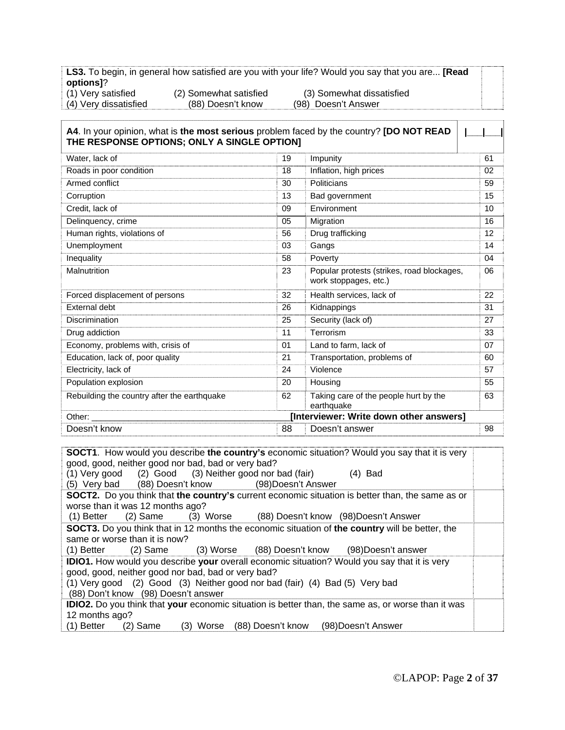**LS3.** To begin, in general how satisfied are you with your life? Would you say that you are... **[Read options]**?
(1) Very satisfied (2) Somewhat satisfied (3) Somewhat dissatisfied
(4) Very dissatisfied (88) Doesn't know (98) Doesn't Answer

**A4**. In your opinion, what is **the most serious** problem faced by the country? **[DO NOT READ THE RESPONSE OPTIONS; ONLY A SINGLE OPTION]** |___|___|

| | | | |
|---|---|---|---|
| Water, lack of | 19 | Impunity | 61 |
| Roads in poor condition | 18 | Inflation, high prices | 02 |
| Armed conflict | 30 | Politicians | 59 |
| Corruption | 13 | Bad government | 15 |
| Credit, lack of | 09 | Environment | 10 |
| Delinquency, crime | 05 | Migration | 16 |
| Human rights, violations of | 56 | Drug trafficking | 12 |
| Unemployment | 03 | Gangs | 14 |
| Inequality | 58 | Poverty | 04 |
| Malnutrition | 23 | Popular protests (strikes, road blockages, work stoppages, etc.) | 06 |
| Forced displacement of persons | 32 | Health services, lack of | 22 |
| External debt | 26 | Kidnappings | 31 |
| Discrimination | 25 | Security (lack of) | 27 |
| Drug addiction | 11 | Terrorism | 33 |
| Economy, problems with, crisis of | 01 | Land to farm, lack of | 07 |
| Education, lack of, poor quality | 21 | Transportation, problems of | 60 |
| Electricity, lack of | 24 | Violence | 57 |
| Population explosion | 20 | Housing | 55 |
| Rebuilding the country after the earthquake | 62 | Taking care of the people hurt by the earthquake | 63 |
| Other: ________________________________________ | **[Interviewer: Write down other answers]** | | |
| Doesn't know | 88 | Doesn't answer | 98 |

**SOCT1**. How would you describe **the country's** economic situation? Would you say that it is very good, good, neither good nor bad, bad or very bad?
(1) Very good (2) Good (3) Neither good nor bad (fair) (4) Bad
(5) Very bad (88) Doesn't know (98)Doesn't Answer

**SOCT2.** Do you think that **the country's** current economic situation is better than, the same as or worse than it was 12 months ago?
(1) Better (2) Same (3) Worse (88) Doesn't know (98)Doesn't Answer

**SOCT3.** Do you think that in 12 months the economic situation of **the country** will be better, the same or worse than it is now?
(1) Better (2) Same (3) Worse (88) Doesn't know (98)Doesn't answer

**IDIO1.** How would you describe **your** overall economic situation? Would you say that it is very good, good, neither good nor bad, bad or very bad?
(1) Very good (2) Good (3) Neither good nor bad (fair) (4) Bad (5) Very bad
(88) Don't know (98) Doesn't answer

**IDIO2.** Do you think that **your** economic situation is better than, the same as, or worse than it was 12 months ago?
(1) Better (2) Same (3) Worse (88) Doesn't know (98)Doesn't Answer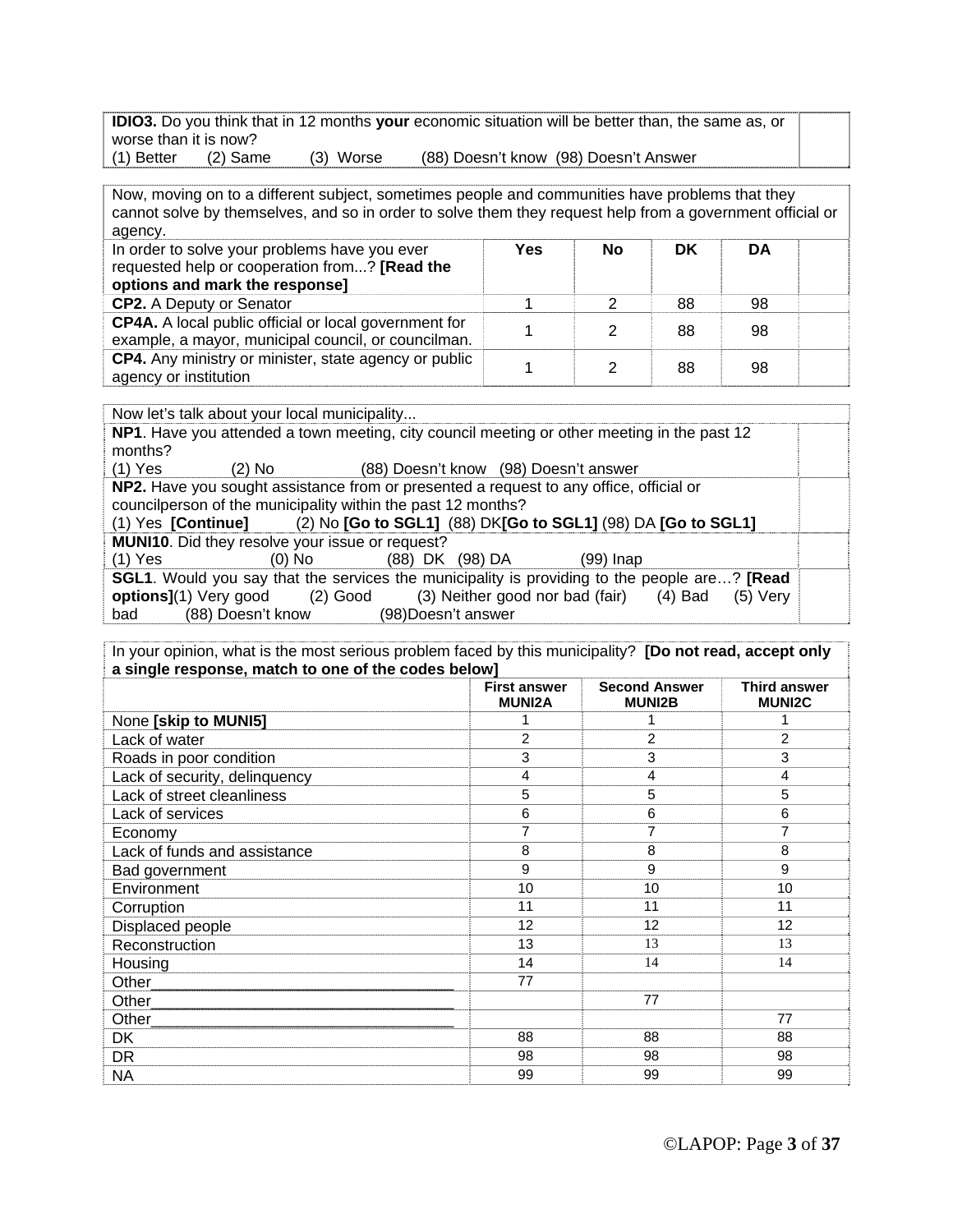| **IDIO3.** Do you think that in 12 months **your** economic situation will be better than, the same as, or worse than it is now?<br>(1) Better (2) Same (3) Worse (88) Doesn't know (98) Doesn't Answer | |
|---|---|

| Now, moving on to a different subject, sometimes people and communities have problems that they cannot solve by themselves, and so in order to solve them they request help from a government official or agency. | | | | | |
|---|---|---|---|---|---|
| In order to solve your problems have you ever requested help or cooperation from...? **[Read the options and mark the response]** | **Yes** | **No** | **DK** | **DA** | |
| **CP2.** A Deputy or Senator | 1 | 2 | 88 | 98 | |
| **CP4A.** A local public official or local government for example, a mayor, municipal council, or councilman. | 1 | 2 | 88 | 98 | |
| **CP4.** Any ministry or minister, state agency or public agency or institution | 1 | 2 | 88 | 98 | |

| Now let's talk about your local municipality... | |
|---|---|
| **NP1**. Have you attended a town meeting, city council meeting or other meeting in the past 12 months?<br>(1) Yes (2) No (88) Doesn't know (98) Doesn't answer | |
| **NP2.** Have you sought assistance from or presented a request to any office, official or councilperson of the municipality within the past 12 months?<br>(1) Yes **[Continue]** (2) No **[Go to SGL1]** (88) DK**[Go to SGL1]** (98) DA **[Go to SGL1]** | |
| **MUNI10**. Did they resolve your issue or request?<br>(1) Yes (0) No (88) DK (98) DA (99) Inap | |
| **SGL1**. Would you say that the services the municipality is providing to the people are…? **[Read options]**(1) Very good (2) Good (3) Neither good nor bad (fair) (4) Bad (5) Very bad (88) Doesn't know (98)Doesn't answer | |

In your opinion, what is the most serious problem faced by this municipality? **[Do not read, accept only a single response, match to one of the codes below]**

| | **First answer MUNI2A** | **Second Answer MUNI2B** | **Third answer MUNI2C** |
|---|---|---|---|
| None **[skip to MUNI5]** | 1 | 1 | 1 |
| Lack of water | 2 | 2 | 2 |
| Roads in poor condition | 3 | 3 | 3 |
| Lack of security, delinquency | 4 | 4 | 4 |
| Lack of street cleanliness | 5 | 5 | 5 |
| Lack of services | 6 | 6 | 6 |
| Economy | 7 | 7 | 7 |
| Lack of funds and assistance | 8 | 8 | 8 |
| Bad government | 9 | 9 | 9 |
| Environment | 10 | 10 | 10 |
| Corruption | 11 | 11 | 11 |
| Displaced people | 12 | 12 | 12 |
| Reconstruction | 13 | 13 | 13 |
| Housing | 14 | 14 | 14 |
| Other_________________________________ | 77 | | |
| Other_________________________________ | | 77 | |
| Other_________________________________ | | | 77 |
| DK | 88 | 88 | 88 |
| DR | 98 | 98 | 98 |
| NA | 99 | 99 | 99 |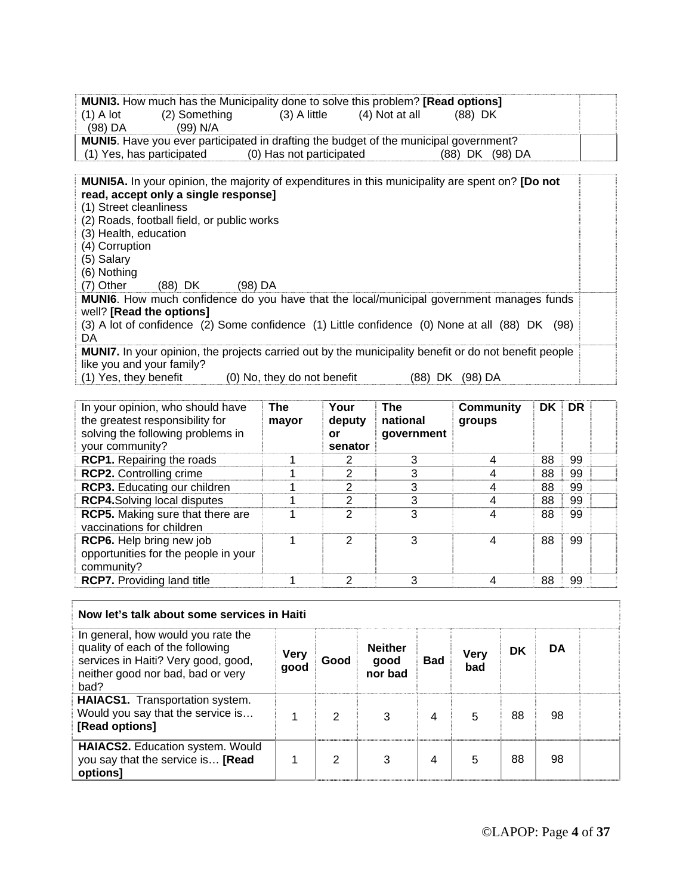**MUNI3.** How much has the Municipality done to solve this problem? **[Read options]**
(1) A lot (2) Something (3) A little (4) Not at all (88) DK
(98) DA (99) N/A

**MUNI5**. Have you ever participated in drafting the budget of the municipal government?
(1) Yes, has participated (0) Has not participated (88) DK (98) DA

**MUNI5A.** In your opinion, the majority of expenditures in this municipality are spent on? **[Do not read, accept only a single response]**
(1) Street cleanliness
(2) Roads, football field, or public works
(3) Health, education
(4) Corruption
(5) Salary
(6) Nothing
(7) Other (88) DK (98) DA

**MUNI6**. How much confidence do you have that the local/municipal government manages funds well? **[Read the options]**
(3) A lot of confidence (2) Some confidence (1) Little confidence (0) None at all (88) DK (98) DA

**MUNI7.** In your opinion, the projects carried out by the municipality benefit or do not benefit people like you and your family?
(1) Yes, they benefit (0) No, they do not benefit (88) DK (98) DA

| In your opinion, who should have the greatest responsibility for solving the following problems in your community? | **The mayor** | **Your deputy or senator** | **The national government** | **Community groups** | **DK** | **DR** | |
|---|---|---|---|---|---|---|---|
| **RCP1.** Repairing the roads | 1 | 2 | 3 | 4 | 88 | 99 | |
| **RCP2.** Controlling crime | 1 | 2 | 3 | 4 | 88 | 99 | |
| **RCP3.** Educating our children | 1 | 2 | 3 | 4 | 88 | 99 | |
| **RCP4.**Solving local disputes | 1 | 2 | 3 | 4 | 88 | 99 | |
| **RCP5.** Making sure that there are vaccinations for children | 1 | 2 | 3 | 4 | 88 | 99 | |
| **RCP6.** Help bring new job opportunities for the people in your community? | 1 | 2 | 3 | 4 | 88 | 99 | |
| **RCP7.** Providing land title | 1 | 2 | 3 | 4 | 88 | 99 | |

**Now let's talk about some services in Haiti**

| In general, how would you rate the quality of each of the following services in Haiti? Very good, good, neither good nor bad, bad or very bad? | **Very good** | **Good** | **Neither good nor bad** | **Bad** | **Very bad** | **DK** | **DA** | |
|---|---|---|---|---|---|---|---|---|
| **HAIACS1.** Transportation system. Would you say that the service is… **[Read options]** | 1 | 2 | 3 | 4 | 5 | 88 | 98 | |
| **HAIACS2.** Education system. Would you say that the service is… **[Read options]** | 1 | 2 | 3 | 4 | 5 | 88 | 98 | |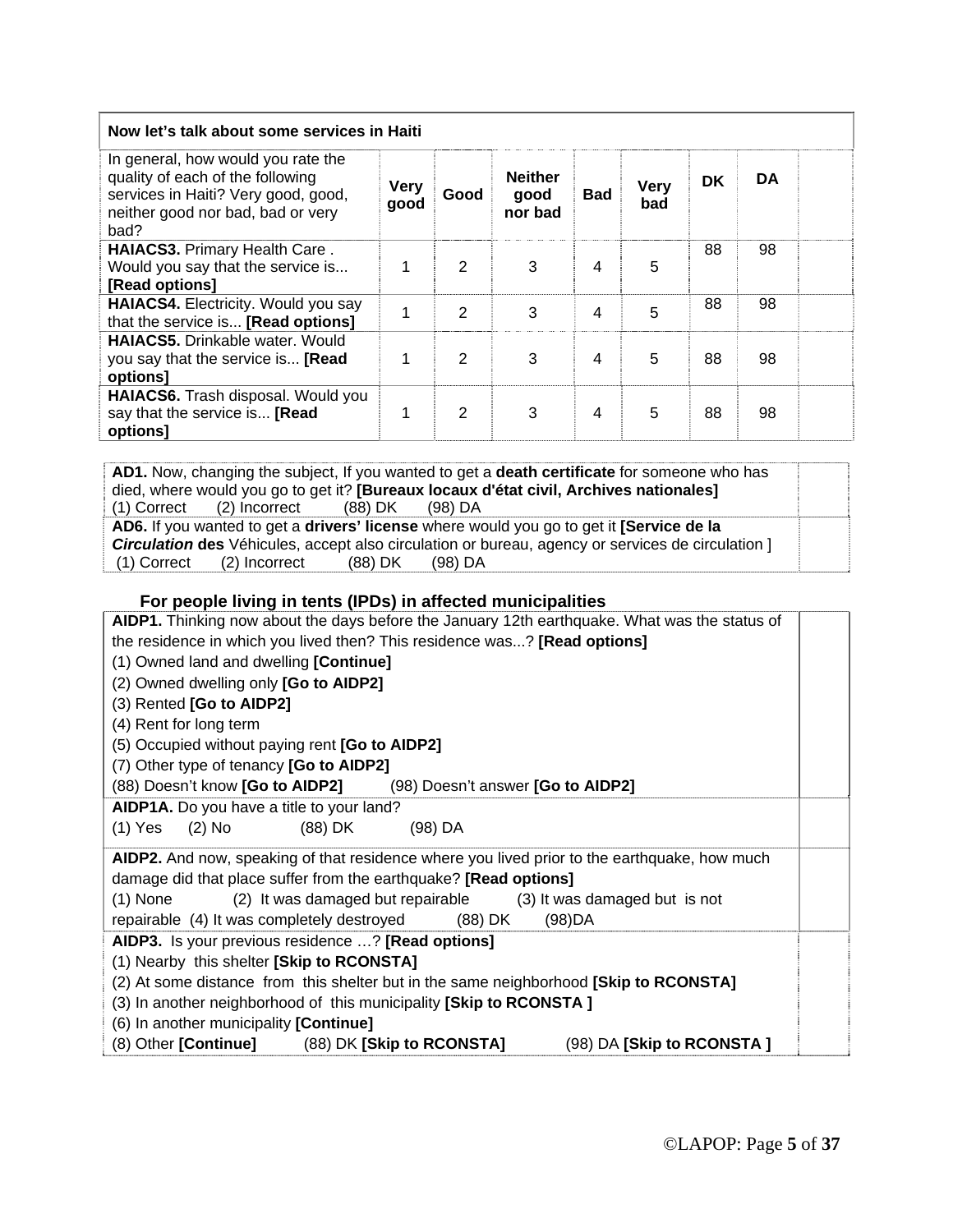| Now let's talk about some services in Haiti | | | | | | | | |
|---|---|---|---|---|---|---|---|---|
| In general, how would you rate the quality of each of the following services in Haiti? Very good, good, neither good nor bad, bad or very bad? | **Very good** | **Good** | **Neither good nor bad** | **Bad** | **Very bad** | **DK** | **DA** | |
| **HAIACS3.** Primary Health Care . Would you say that the service is... **[Read options]** | 1 | 2 | 3 | 4 | 5 | 88 | 98 | |
| **HAIACS4.** Electricity. Would you say that the service is... **[Read options]** | 1 | 2 | 3 | 4 | 5 | 88 | 98 | |
| **HAIACS5.** Drinkable water. Would you say that the service is... **[Read options]** | 1 | 2 | 3 | 4 | 5 | 88 | 98 | |
| **HAIACS6.** Trash disposal. Would you say that the service is... **[Read options]** | 1 | 2 | 3 | 4 | 5 | 88 | 98 | |

| | |
|---|---|
| **AD1.** Now, changing the subject, If you wanted to get a **death certificate** for someone who has died, where would you go to get it? **[Bureaux locaux d'état civil, Archives nationales]**<br>(1) Correct (2) Incorrect (88) DK (98) DA | |
| **AD6.** If you wanted to get a **drivers' license** where would you go to get it **[Service de la *Circulation* des** Véhicules, accept also circulation or bureau, agency or services de circulation ]<br>(1) Correct (2) Incorrect (88) DK (98) DA | |

### For people living in tents (IPDs) in affected municipalities

| | |
|---|---|
| **AIDP1.** Thinking now about the days before the January 12th earthquake. What was the status of the residence in which you lived then? This residence was...? **[Read options]**<br>(1) Owned land and dwelling **[Continue]**<br>(2) Owned dwelling only **[Go to AIDP2]**<br>(3) Rented **[Go to AIDP2]**<br>(4) Rent for long term<br>(5) Occupied without paying rent **[Go to AIDP2]**<br>(7) Other type of tenancy **[Go to AIDP2]**<br>(88) Doesn't know **[Go to AIDP2]** (98) Doesn't answer **[Go to AIDP2]** | |
| **AIDP1A.** Do you have a title to your land?<br>(1) Yes (2) No (88) DK (98) DA | |
| **AIDP2.** And now, speaking of that residence where you lived prior to the earthquake, how much damage did that place suffer from the earthquake? **[Read options]**<br>(1) None (2) It was damaged but repairable (3) It was damaged but is not repairable (4) It was completely destroyed (88) DK (98)DA | |
| **AIDP3.** Is your previous residence …? **[Read options]**<br>(1) Nearby this shelter **[Skip to RCONSTA]**<br>(2) At some distance from this shelter but in the same neighborhood **[Skip to RCONSTA]**<br>(3) In another neighborhood of this municipality **[Skip to RCONSTA ]**<br>(6) In another municipality **[Continue]**<br>(8) Other **[Continue]** (88) DK **[Skip to RCONSTA]** (98) DA **[Skip to RCONSTA ]** | |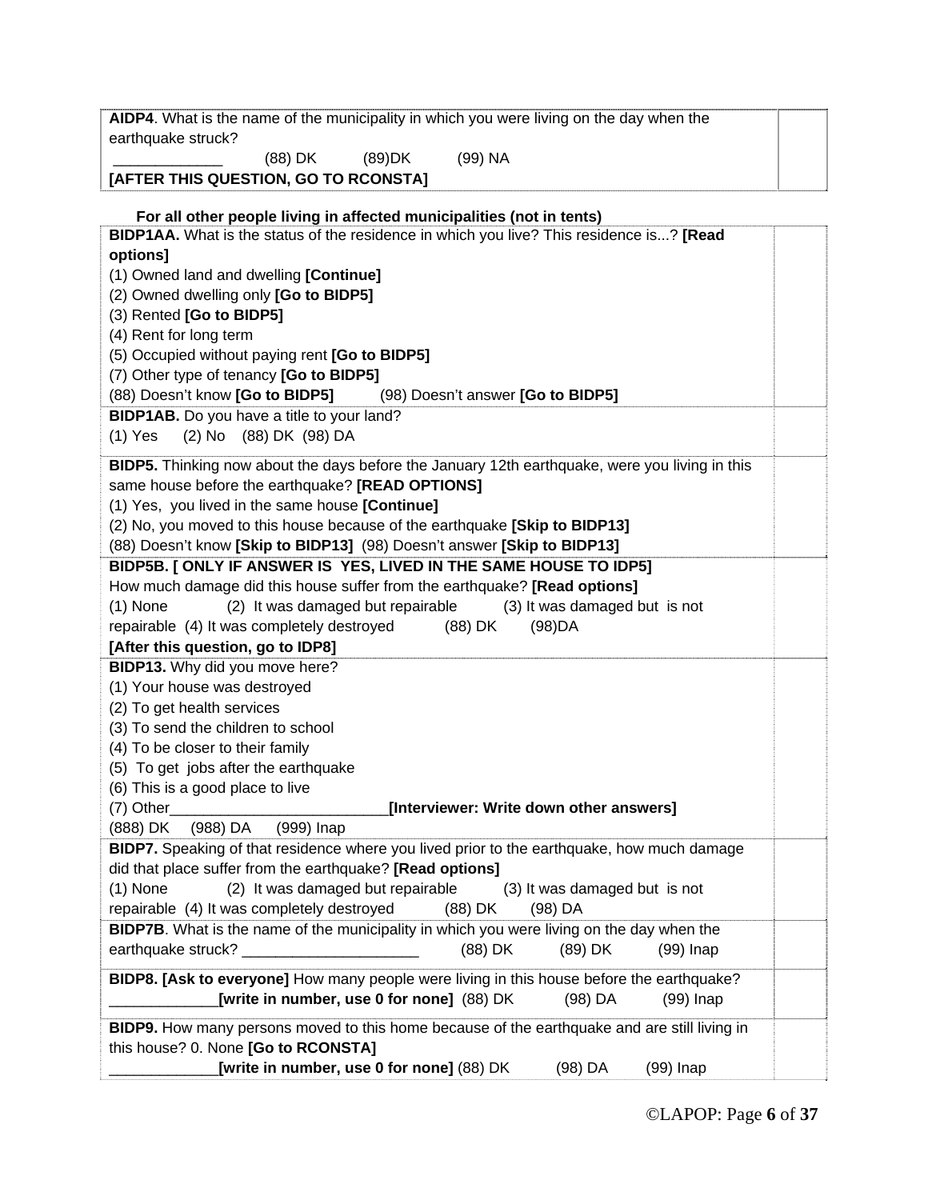| | |
|---|---|
| **AIDP4**. What is the name of the municipality in which you were living on the day when the earthquake struck?<br>_____________ (88) DK (89)DK (99) NA<br>**[AFTER THIS QUESTION, GO TO RCONSTA]** | |

**For all other people living in affected municipalities (not in tents)**

| | |
|---|---|
| **BIDP1AA.** What is the status of the residence in which you live? This residence is...? **[Read options]**<br>(1) Owned land and dwelling **[Continue]**<br>(2) Owned dwelling only **[Go to BIDP5]**<br>(3) Rented **[Go to BIDP5]**<br>(4) Rent for long term<br>(5) Occupied without paying rent **[Go to BIDP5]**<br>(7) Other type of tenancy **[Go to BIDP5]**<br>(88) Doesn't know **[Go to BIDP5]** (98) Doesn't answer **[Go to BIDP5]** | |
| **BIDP1AB.** Do you have a title to your land?<br>(1) Yes (2) No (88) DK (98) DA | |
| **BIDP5.** Thinking now about the days before the January 12th earthquake, were you living in this same house before the earthquake? **[READ OPTIONS]**<br>(1) Yes, you lived in the same house **[Continue]**<br>(2) No, you moved to this house because of the earthquake **[Skip to BIDP13]**<br>(88) Doesn't know **[Skip to BIDP13]** (98) Doesn't answer **[Skip to BIDP13]** | |
| **BIDP5B. [ ONLY IF ANSWER IS YES, LIVED IN THE SAME HOUSE TO IDP5]**<br>How much damage did this house suffer from the earthquake? **[Read options]**<br>(1) None (2) It was damaged but repairable (3) It was damaged but is not repairable (4) It was completely destroyed (88) DK (98)DA<br>**[After this question, go to IDP8]** | |
| **BIDP13.** Why did you move here?<br>(1) Your house was destroyed<br>(2) To get health services<br>(3) To send the children to school<br>(4) To be closer to their family<br>(5) To get jobs after the earthquake<br>(6) This is a good place to live<br>(7) Other__________________________**[Interviewer: Write down other answers]**<br>(888) DK (988) DA (999) Inap | |
| **BIDP7.** Speaking of that residence where you lived prior to the earthquake, how much damage did that place suffer from the earthquake? **[Read options]**<br>(1) None (2) It was damaged but repairable (3) It was damaged but is not repairable (4) It was completely destroyed (88) DK (98) DA | |
| **BIDP7B**. What is the name of the municipality in which you were living on the day when the earthquake struck? _____________________ (88) DK (89) DK (99) Inap | |
| **BIDP8. [Ask to everyone]** How many people were living in this house before the earthquake?<br>_____________**[write in number, use 0 for none]** (88) DK (98) DA (99) Inap | |
| **BIDP9.** How many persons moved to this home because of the earthquake and are still living in this house? 0. None **[Go to RCONSTA]**<br>_____________**[write in number, use 0 for none]** (88) DK (98) DA (99) Inap | |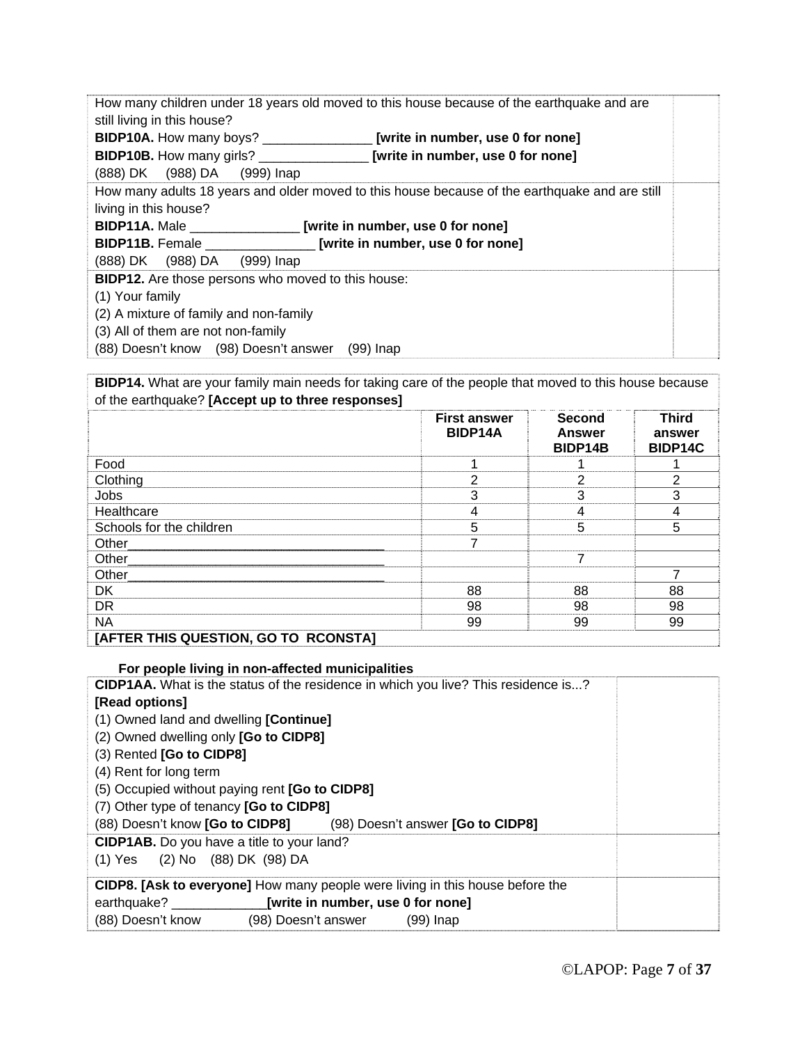| | |
|---|---|
| How many children under 18 years old moved to this house because of the earthquake and are still living in this house?<br>**BIDP10A.** How many boys? _______________ **[write in number, use 0 for none]**<br>**BIDP10B.** How many girls? _______________ **[write in number, use 0 for none]**<br>(888) DK (988) DA (999) Inap | |
| How many adults 18 years and older moved to this house because of the earthquake and are still living in this house?<br>**BIDP11A.** Male _______________ **[write in number, use 0 for none]**<br>**BIDP11B.** Female _______________ **[write in number, use 0 for none]**<br>(888) DK (988) DA (999) Inap | |
| **BIDP12.** Are those persons who moved to this house:<br>(1) Your family<br>(2) A mixture of family and non-family<br>(3) All of them are not non-family<br>(88) Doesn't know (98) Doesn't answer (99) Inap | |

**BIDP14.** What are your family main needs for taking care of the people that moved to this house because of the earthquake? **[Accept up to three responses]**

| | **First answer BIDP14A** | **Second Answer BIDP14B** | **Third answer BIDP14C** |
|---|---|---|---|
| Food | 1 | 1 | 1 |
| Clothing | 2 | 2 | 2 |
| Jobs | 3 | 3 | 3 |
| Healthcare | 4 | 4 | 4 |
| Schools for the children | 5 | 5 | 5 |
| Other_________________________________ | 7 | | |
| Other_________________________________ | | 7 | |
| Other_________________________________ | | | 7 |
| DK | 88 | 88 | 88 |
| DR | 98 | 98 | 98 |
| NA | 99 | 99 | 99 |
| **[AFTER THIS QUESTION, GO TO RCONSTA]** | | | |

**For people living in non-affected municipalities**

| | |
|---|---|
| **CIDP1AA.** What is the status of the residence in which you live? This residence is...? **[Read options]**<br>(1) Owned land and dwelling **[Continue]**<br>(2) Owned dwelling only **[Go to CIDP8]**<br>(3) Rented **[Go to CIDP8]**<br>(4) Rent for long term<br>(5) Occupied without paying rent **[Go to CIDP8]**<br>(7) Other type of tenancy **[Go to CIDP8]**<br>(88) Doesn't know **[Go to CIDP8]** (98) Doesn't answer **[Go to CIDP8]** | |
| **CIDP1AB.** Do you have a title to your land?<br>(1) Yes (2) No (88) DK (98) DA | |
| **CIDP8. [Ask to everyone]** How many people were living in this house before the earthquake? _____________**[write in number, use 0 for none]**<br>(88) Doesn't know (98) Doesn't answer (99) Inap | |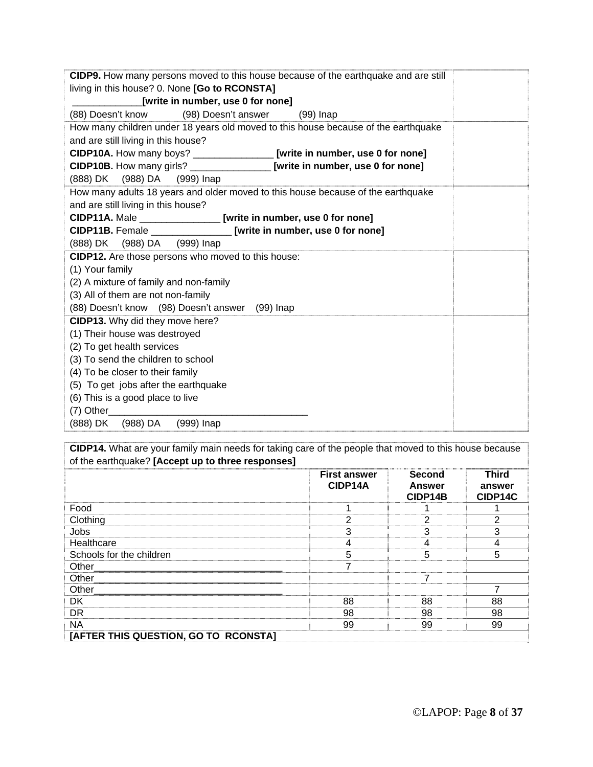| | |
|---|---|
| **CIDP9.** How many persons moved to this house because of the earthquake and are still living in this house? 0. None **[Go to RCONSTA]**<br>_____________**[write in number, use 0 for none]**<br>(88) Doesn't know (98) Doesn't answer (99) Inap | |
| How many children under 18 years old moved to this house because of the earthquake and are still living in this house?<br>**CIDP10A.** How many boys? _______________ **[write in number, use 0 for none]**<br>**CIDP10B.** How many girls? _______________ **[write in number, use 0 for none]**<br>(888) DK (988) DA (999) Inap | |
| How many adults 18 years and older moved to this house because of the earthquake and are still living in this house?<br>**CIDP11A.** Male _______________ **[write in number, use 0 for none]**<br>**CIDP11B.** Female _______________ **[write in number, use 0 for none]**<br>(888) DK (988) DA (999) Inap | |
| **CIDP12.** Are those persons who moved to this house:<br>(1) Your family<br>(2) A mixture of family and non-family<br>(3) All of them are not non-family<br>(88) Doesn't know (98) Doesn't answer (99) Inap | |
| **CIDP13.** Why did they move here?<br>(1) Their house was destroyed<br>(2) To get health services<br>(3) To send the children to school<br>(4) To be closer to their family<br>(5) To get jobs after the earthquake<br>(6) This is a good place to live<br>(7) Other_____________________________________<br>(888) DK (988) DA (999) Inap | |

**CIDP14.** What are your family main needs for taking care of the people that moved to this house because of the earthquake? **[Accept up to three responses]**

| | **First answer CIDP14A** | **Second Answer CIDP14B** | **Third answer CIDP14C** |
|---|---|---|---|
| Food | 1 | 1 | 1 |
| Clothing | 2 | 2 | 2 |
| Jobs | 3 | 3 | 3 |
| Healthcare | 4 | 4 | 4 |
| Schools for the children | 5 | 5 | 5 |
| Other_____________________________________ | 7 | | |
| Other_____________________________________ | | 7 | |
| Other_____________________________________ | | | 7 |
| DK | 88 | 88 | 88 |
| DR | 98 | 98 | 98 |
| NA | 99 | 99 | 99 |

**[AFTER THIS QUESTION, GO TO RCONSTA]**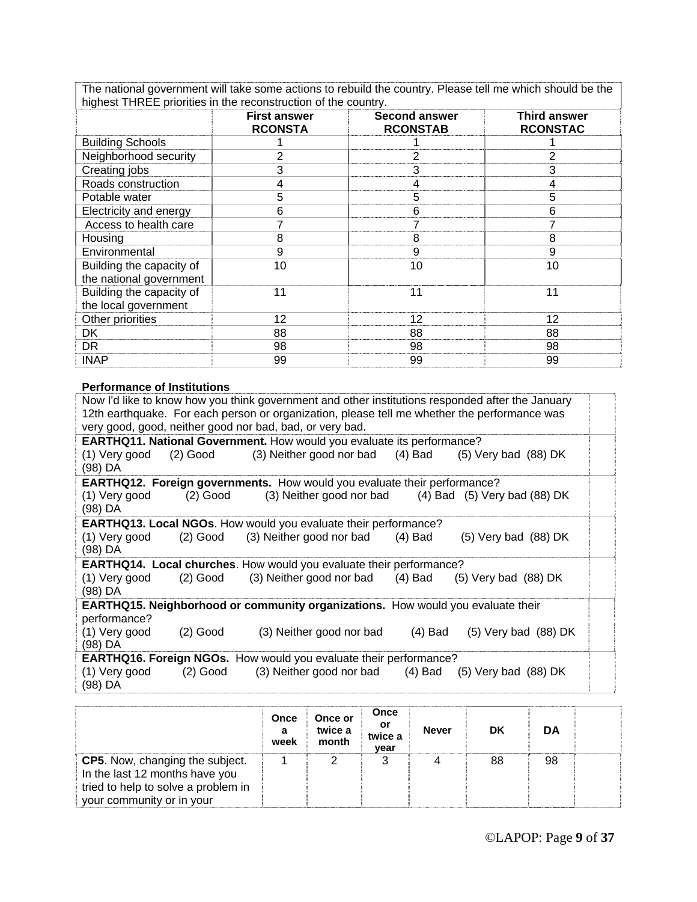| The national government will take some actions to rebuild the country. Please tell me which should be the highest THREE priorities in the reconstruction of the country. | | | |
|---|---|---|---|
| | **First answer RCONSTA** | **Second answer RCONSTAB** | **Third answer RCONSTAC** |
| Building Schools | 1 | 1 | 1 |
| Neighborhood security | 2 | 2 | 2 |
| Creating jobs | 3 | 3 | 3 |
| Roads construction | 4 | 4 | 4 |
| Potable water | 5 | 5 | 5 |
| Electricity and energy | 6 | 6 | 6 |
| Access to health care | 7 | 7 | 7 |
| Housing | 8 | 8 | 8 |
| Environmental | 9 | 9 | 9 |
| Building the capacity of the national government | 10 | 10 | 10 |
| Building the capacity of the local government | 11 | 11 | 11 |
| Other priorities | 12 | 12 | 12 |
| DK | 88 | 88 | 88 |
| DR | 98 | 98 | 98 |
| INAP | 99 | 99 | 99 |

**Performance of Institutions**

| Now I'd like to know how you think government and other institutions responded after the January 12th earthquake. For each person or organization, please tell me whether the performance was very good, good, neither good nor bad, bad, or very bad. | |
|---|---|
| **EARTHQ11. National Government.** How would you evaluate its performance? (1) Very good (2) Good (3) Neither good nor bad (4) Bad (5) Very bad (88) DK (98) DA | |
| **EARTHQ12. Foreign governments.** How would you evaluate their performance? (1) Very good (2) Good (3) Neither good nor bad (4) Bad (5) Very bad (88) DK (98) DA | |
| **EARTHQ13. Local NGOs**. How would you evaluate their performance? (1) Very good (2) Good (3) Neither good nor bad (4) Bad (5) Very bad (88) DK (98) DA | |
| **EARTHQ14. Local churches**. How would you evaluate their performance? (1) Very good (2) Good (3) Neither good nor bad (4) Bad (5) Very bad (88) DK (98) DA | |
| **EARTHQ15. Neighborhood or community organizations.** How would you evaluate their performance? (1) Very good (2) Good (3) Neither good nor bad (4) Bad (5) Very bad (88) DK (98) DA | |
| **EARTHQ16. Foreign NGOs.** How would you evaluate their performance? (1) Very good (2) Good (3) Neither good nor bad (4) Bad (5) Very bad (88) DK (98) DA | |

| | **Once a week** | **Once or twice a month** | **Once or twice a year** | **Never** | **DK** | **DA** | |
|---|---|---|---|---|---|---|---|
| **CP5**. Now, changing the subject. In the last 12 months have you tried to help to solve a problem in your community or in your | 1 | 2 | 3 | 4 | 88 | 98 | |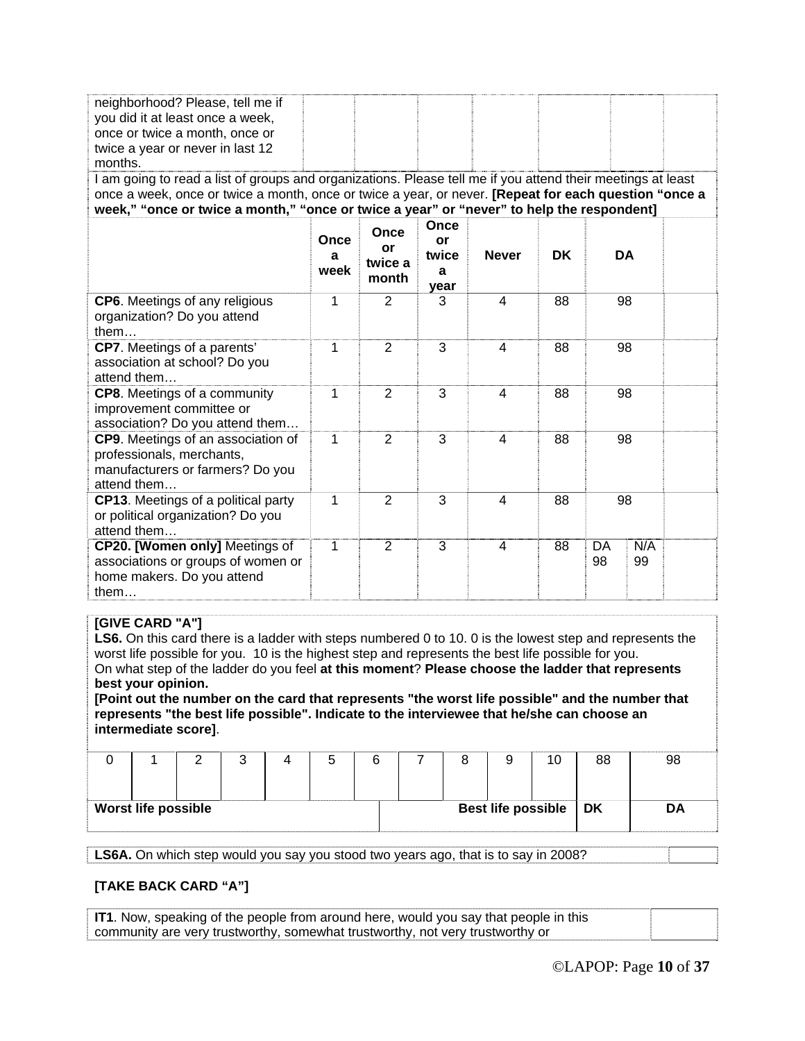| neighborhood? Please, tell me if you did it at least once a week, once or twice a month, once or twice a year or never in last 12 months. | | | | | | | |
|---|---|---|---|---|---|---|---|

I am going to read a list of groups and organizations. Please tell me if you attend their meetings at least once a week, once or twice a month, once or twice a year, or never. **[Repeat for each question "once a week," "once or twice a month," "once or twice a year" or "never" to help the respondent]**

| | Once a week | Once or twice a month | Once or twice a year | Never | DK | DA | | |
|---|---|---|---|---|---|---|---|---|
| **CP6**. Meetings of any religious organization? Do you attend them… | 1 | 2 | 3 | 4 | 88 | 98 | | |
| **CP7**. Meetings of a parents' association at school? Do you attend them… | 1 | 2 | 3 | 4 | 88 | 98 | | |
| **CP8**. Meetings of a community improvement committee or association? Do you attend them… | 1 | 2 | 3 | 4 | 88 | 98 | | |
| **CP9**. Meetings of an association of professionals, merchants, manufacturers or farmers? Do you attend them… | 1 | 2 | 3 | 4 | 88 | 98 | | |
| **CP13**. Meetings of a political party or political organization? Do you attend them… | 1 | 2 | 3 | 4 | 88 | 98 | | |
| **CP20. [Women only]** Meetings of associations or groups of women or home makers. Do you attend them… | 1 | 2 | 3 | 4 | 88 | DA 98 | N/A 99 | |

**[GIVE CARD "A"]**
**LS6.** On this card there is a ladder with steps numbered 0 to 10. 0 is the lowest step and represents the worst life possible for you. 10 is the highest step and represents the best life possible for you.
On what step of the ladder do you feel **at this moment**? **Please choose the ladder that represents best your opinion.**
**[Point out the number on the card that represents "the worst life possible" and the number that represents "the best life possible". Indicate to the interviewee that he/she can choose an intermediate score]**.

| 0 | 1 | 2 | 3 | 4 | 5 | 6 | 7 | 8 | 9 | 10 | 88 | 98 |
|---|---|---|---|---|---|---|---|---|---|---|---|---|
| **Worst life possible** | | | | | | | | | | **Best life possible** | **DK** | **DA** |

| **LS6A.** On which step would you say you stood two years ago, that is to say in 2008? | |
|---|---|

**[TAKE BACK CARD "A"]**

| **IT1**. Now, speaking of the people from around here, would you say that people in this community are very trustworthy, somewhat trustworthy, not very trustworthy or | |
|---|---|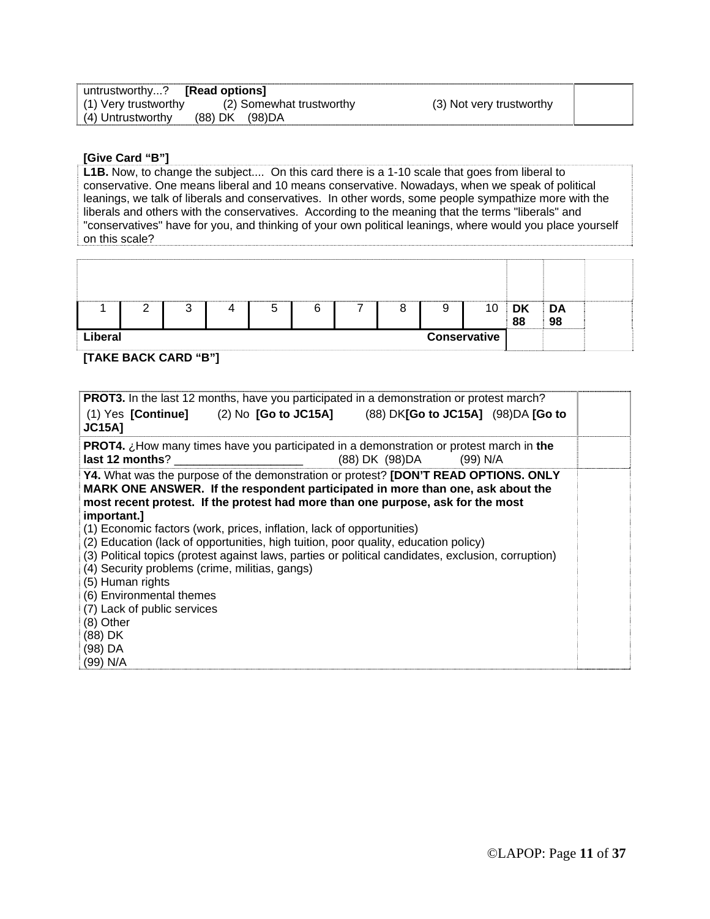| untrustworthy...? **[Read options]**<br>(1) Very trustworthy (2) Somewhat trustworthy (3) Not very trustworthy<br>(4) Untrustworthy (88) DK (98)DA | |
|---|---|

**[Give Card "B"]**

**L1B.** Now, to change the subject.... On this card there is a 1-10 scale that goes from liberal to conservative. One means liberal and 10 means conservative. Nowadays, when we speak of political leanings, we talk of liberals and conservatives. In other words, some people sympathize more with the liberals and others with the conservatives. According to the meaning that the terms "liberals" and "conservatives" have for you, and thinking of your own political leanings, where would you place yourself on this scale?

| 1 | 2 | 3 | 4 | 5 | 6 | 7 | 8 | 9 | 10 | **DK 88** | **DA 98** | |
|---|---|---|---|---|---|---|---|---|---|---|---|---|
| **Liberal** | | | | | | | | | **Conservative** | | | |

**[TAKE BACK CARD "B"]**

| | |
|---|---|
| **PROT3.** In the last 12 months, have you participated in a demonstration or protest march?<br>(1) Yes **[Continue]** (2) No **[Go to JC15A]** (88) DK**[Go to JC15A]** (98)DA **[Go to JC15A]** | |
| **PROT4.** ¿How many times have you participated in a demonstration or protest march in **the last 12 months**? ____________________ (88) DK (98)DA (99) N/A | |
| **Y4.** What was the purpose of the demonstration or protest? **[DON'T READ OPTIONS. ONLY MARK ONE ANSWER. If the respondent participated in more than one, ask about the most recent protest. If the protest had more than one purpose, ask for the most important.]**<br>(1) Economic factors (work, prices, inflation, lack of opportunities)<br>(2) Education (lack of opportunities, high tuition, poor quality, education policy)<br>(3) Political topics (protest against laws, parties or political candidates, exclusion, corruption)<br>(4) Security problems (crime, militias, gangs)<br>(5) Human rights<br>(6) Environmental themes<br>(7) Lack of public services<br>(8) Other<br>(88) DK<br>(98) DA<br>(99) N/A | |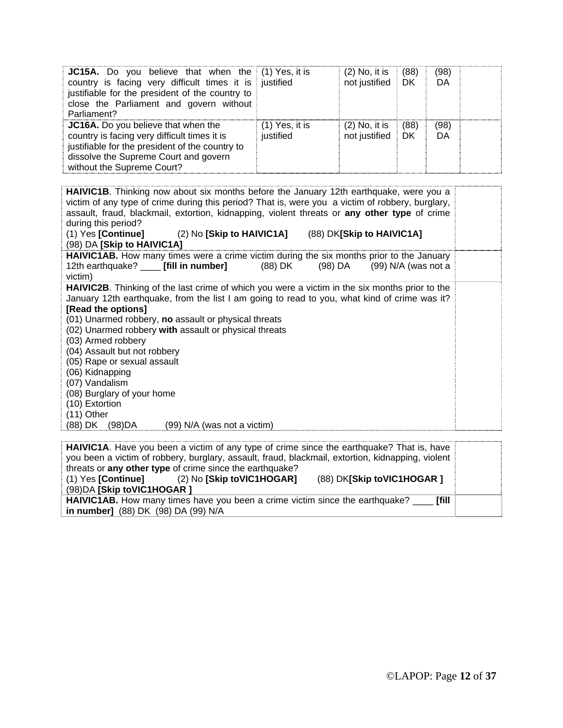| | | | | | |
|---|---|---|---|---|---|
| **JC15A.** Do you believe that when the country is facing very difficult times it is justifiable for the president of the country to close the Parliament and govern without Parliament? | (1) Yes, it is justified | (2) No, it is not justified | (88) DK | (98) DA | |
| **JC16A.** Do you believe that when the country is facing very difficult times it is justifiable for the president of the country to dissolve the Supreme Court and govern without the Supreme Court? | (1) Yes, it is justified | (2) No, it is not justified | (88) DK | (98) DA | |

| | |
|---|---|
| **HAIVIC1B**. Thinking now about six months before the January 12th earthquake, were you a victim of any type of crime during this period? That is, were you a victim of robbery, burglary, assault, fraud, blackmail, extortion, kidnapping, violent threats or **any other type** of crime during this period?<br>(1) Yes **[Continue]** (2) No **[Skip to HAIVIC1A]** (88) DK**[Skip to HAIVIC1A]**<br>(98) DA **[Skip to HAIVIC1A]** | |
| **HAIVIC1AB.** How many times were a crime victim during the six months prior to the January 12th earthquake? ____ **[fill in number]** (88) DK (98) DA (99) N/A (was not a victim) | |
| **HAIVIC2B**. Thinking of the last crime of which you were a victim in the six months prior to the January 12th earthquake, from the list I am going to read to you, what kind of crime was it? **[Read the options]**<br>(01) Unarmed robbery, **no** assault or physical threats<br>(02) Unarmed robbery **with** assault or physical threats<br>(03) Armed robbery<br>(04) Assault but not robbery<br>(05) Rape or sexual assault<br>(06) Kidnapping<br>(07) Vandalism<br>(08) Burglary of your home<br>(10) Extortion<br>(11) Other<br>(88) DK (98)DA (99) N/A (was not a victim) | |

| | |
|---|---|
| **HAIVIC1A**. Have you been a victim of any type of crime since the earthquake? That is, have you been a victim of robbery, burglary, assault, fraud, blackmail, extortion, kidnapping, violent threats or **any other type** of crime since the earthquake?<br>(1) Yes **[Continue]** (2) No **[Skip toVIC1HOGAR]** (88) DK**[Skip toVIC1HOGAR ]**<br>(98)DA **[Skip toVIC1HOGAR ]** | |
| **HAIVIC1AB.** How many times have you been a crime victim since the earthquake? ____ **[fill in number]** (88) DK (98) DA (99) N/A | |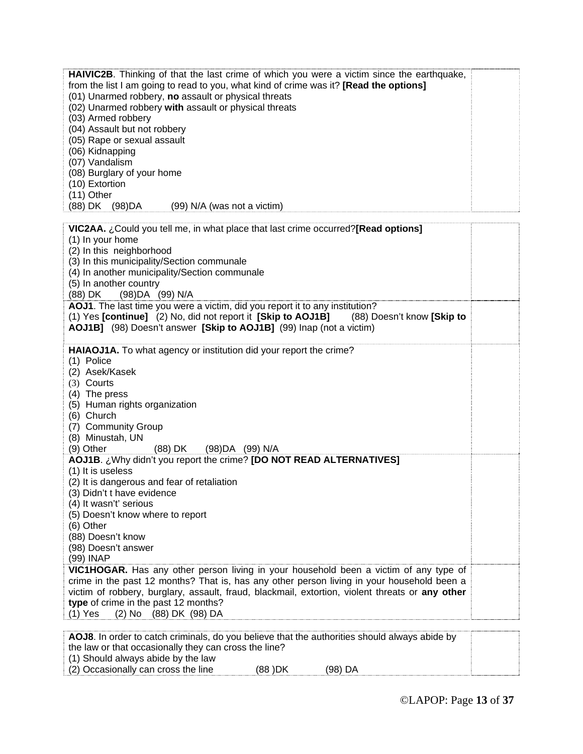**HAIVIC2B**. Thinking of that the last crime of which you were a victim since the earthquake, from the list I am going to read to you, what kind of crime was it? **[Read the options]**
(01) Unarmed robbery, **no** assault or physical threats
(02) Unarmed robbery **with** assault or physical threats
(03) Armed robbery
(04) Assault but not robbery
(05) Rape or sexual assault
(06) Kidnapping
(07) Vandalism
(08) Burglary of your home
(10) Extortion
(11) Other
(88) DK (98)DA (99) N/A (was not a victim)

**VIC2AA.** ¿Could you tell me, in what place that last crime occurred?**[Read options]**
(1) In your home
(2) In this neighborhood
(3) In this municipality/Section communale
(4) In another municipality/Section communale
(5) In another country
(88) DK (98)DA (99) N/A

**AOJ1**. The last time you were a victim, did you report it to any institution?
(1) Yes **[continue]** (2) No, did not report it **[Skip to AOJ1B]** (88) Doesn't know **[Skip to AOJ1B]** (98) Doesn't answer **[Skip to AOJ1B]** (99) Inap (not a victim)

**HAIAOJ1A.** To what agency or institution did your report the crime?
(1) Police
(2) Asek/Kasek
(3) Courts
(4) The press
(5) Human rights organization
(6) Church
(7) Community Group
(8) Minustah, UN
(9) Other (88) DK (98)DA (99) N/A

**AOJ1B**. ¿Why didn't you report the crime? **[DO NOT READ ALTERNATIVES]**
(1) It is useless
(2) It is dangerous and fear of retaliation
(3) Didn't t have evidence
(4) It wasn't' serious
(5) Doesn't know where to report
(6) Other
(88) Doesn't know
(98) Doesn't answer
(99) INAP

**VIC1HOGAR.** Has any other person living in your household been a victim of any type of crime in the past 12 months? That is, has any other person living in your household been a victim of robbery, burglary, assault, fraud, blackmail, extortion, violent threats or **any other type** of crime in the past 12 months?
(1) Yes (2) No (88) DK (98) DA

**AOJ8**. In order to catch criminals, do you believe that the authorities should always abide by the law or that occasionally they can cross the line?
(1) Should always abide by the law
(2) Occasionally can cross the line (88 )DK (98) DA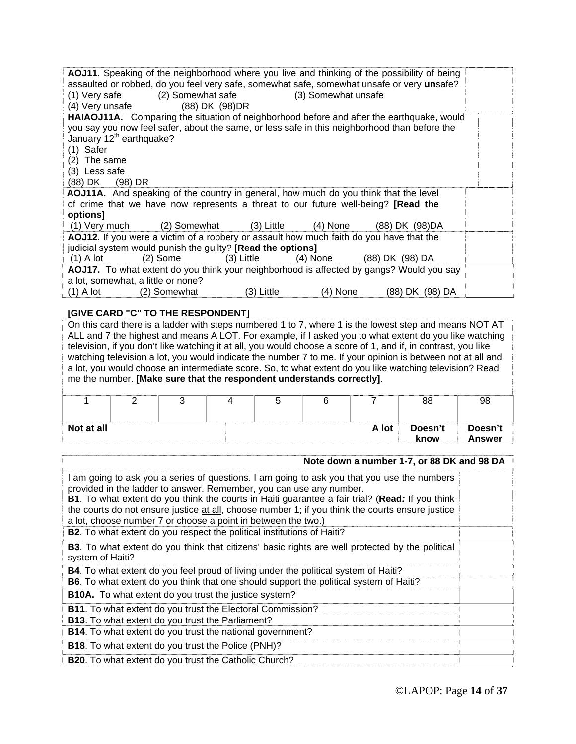| | |
|---|---|
| **AOJ11**. Speaking of the neighborhood where you live and thinking of the possibility of being assaulted or robbed, do you feel very safe, somewhat safe, somewhat unsafe or very **un**safe?<br>(1) Very safe (2) Somewhat safe (3) Somewhat unsafe<br>(4) Very unsafe (88) DK (98)DR | |
| **HAIAOJ11A.** Comparing the situation of neighborhood before and after the earthquake, would you say you now feel safer, about the same, or less safe in this neighborhood than before the January 12th earthquake?<br>(1) Safer<br>(2) The same<br>(3) Less safe<br>(88) DK (98) DR | |
| **AOJ11A.** And speaking of the country in general, how much do you think that the level of crime that we have now represents a threat to our future well-being? **[Read the options]**<br>(1) Very much (2) Somewhat (3) Little (4) None (88) DK (98)DA | |
| **AOJ12**. If you were a victim of a robbery or assault how much faith do you have that the judicial system would punish the guilty? **[Read the options]**<br>(1) A lot (2) Some (3) Little (4) None (88) DK (98) DA | |
| **AOJ17.** To what extent do you think your neighborhood is affected by gangs? Would you say a lot, somewhat, a little or none?<br>(1) A lot (2) Somewhat (3) Little (4) None (88) DK (98) DA | |

**[GIVE CARD "C" TO THE RESPONDENT]**

On this card there is a ladder with steps numbered 1 to 7, where 1 is the lowest step and means NOT AT ALL and 7 the highest and means A LOT. For example, if I asked you to what extent do you like watching television, if you don't like watching it at all, you would choose a score of 1, and if, in contrast, you like watching television a lot, you would indicate the number 7 to me. If your opinion is between not at all and a lot, you would choose an intermediate score. So, to what extent do you like watching television? Read me the number. **[Make sure that the respondent understands correctly]**.

| 1 | 2 | 3 | 4 | 5 | 6 | 7 | 88 | 98 |
|---|---|---|---|---|---|---|---|---|
| **Not at all** | | | | | | **A lot** | **Doesn't know** | **Doesn't Answer** |

| **Note down a number 1-7, or 88 DK and 98 DA** | |
|---|---|
| I am going to ask you a series of questions. I am going to ask you that you use the numbers provided in the ladder to answer. Remember, you can use any number.<br>**B1**. To what extent do you think the courts in Haiti guarantee a fair trial? (**Read***:* If you think the courts do not ensure justice <u>at all</u>, choose number 1; if you think the courts ensure justice a lot, choose number 7 or choose a point in between the two.) | |
| **B2**. To what extent do you respect the political institutions of Haiti? | |
| **B3**. To what extent do you think that citizens' basic rights are well protected by the political system of Haiti? | |
| **B4**. To what extent do you feel proud of living under the political system of Haiti? | |
| **B6**. To what extent do you think that one should support the political system of Haiti? | |
| **B10A.** To what extent do you trust the justice system? | |
| **B11**. To what extent do you trust the Electoral Commission? | |
| **B13**. To what extent do you trust the Parliament? | |
| **B14**. To what extent do you trust the national government? | |
| **B18**. To what extent do you trust the Police (PNH)? | |
| **B20**. To what extent do you trust the Catholic Church? | |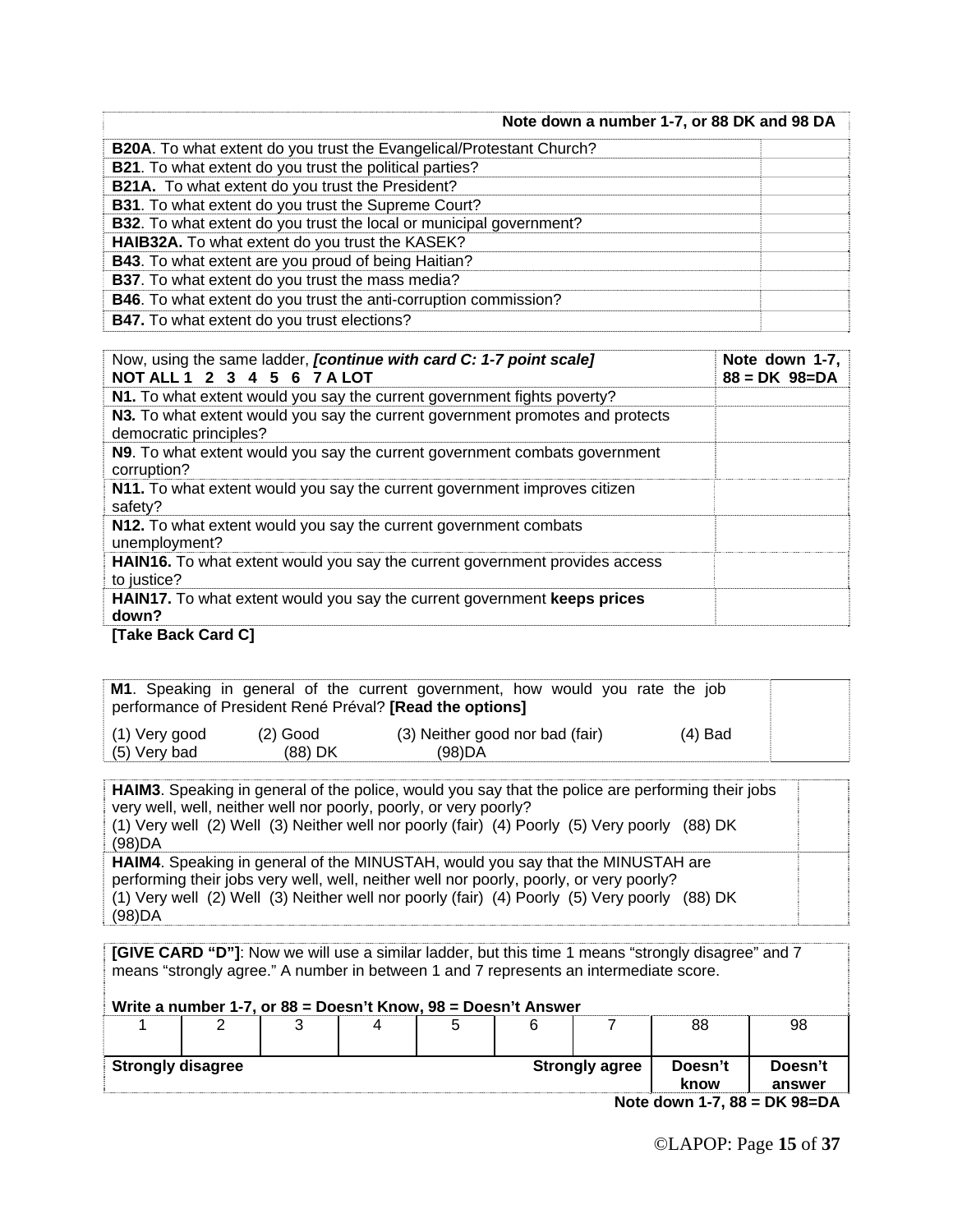| B-series questions | Note down a number 1-7, or 88 DK and 98 DA |
|---|---|
| **B20A**. To what extent do you trust the Evangelical/Protestant Church? | |
| **B21**. To what extent do you trust the political parties? | |
| **B21A.** To what extent do you trust the President? | |
| **B31**. To what extent do you trust the Supreme Court? | |
| **B32**. To what extent do you trust the local or municipal government? | |
| **HAIB32A.** To what extent do you trust the KASEK? | |
| **B43**. To what extent are you proud of being Haitian? | |
| **B37**. To what extent do you trust the mass media? | |
| **B46**. To what extent do you trust the anti-corruption commission? | |
| **B47.** To what extent do you trust elections? | |

| Now, using the same ladder, ***[continue with card C: 1-7 point scale]*** **NOT ALL 1 2 3 4 5 6 7 A LOT** | **Note down 1-7, 88 = DK 98=DA** |
|---|---|
| **N1.** To what extent would you say the current government fights poverty? | |
| **N3.** To what extent would you say the current government promotes and protects democratic principles? | |
| **N9**. To what extent would you say the current government combats government corruption? | |
| **N11.** To what extent would you say the current government improves citizen safety? | |
| **N12.** To what extent would you say the current government combats unemployment? | |
| **HAIN16.** To what extent would you say the current government provides access to justice? | |
| **HAIN17.** To what extent would you say the current government **keeps prices down?** | |

**[Take Back Card C]**

| Question | Response |
|---|---|
| **M1**. Speaking in general of the current government, how would you rate the job performance of President René Préval? **[Read the options]**<br>(1) Very good (2) Good (3) Neither good nor bad (fair) (4) Bad (5) Very bad (88) DK (98)DA | |

| Question | Response |
|---|---|
| **HAIM3**. Speaking in general of the police, would you say that the police are performing their jobs very well, well, neither well nor poorly, poorly, or very poorly?<br>(1) Very well (2) Well (3) Neither well nor poorly (fair) (4) Poorly (5) Very poorly (88) DK (98)DA | |
| **HAIM4**. Speaking in general of the MINUSTAH, would you say that the MINUSTAH are performing their jobs very well, well, neither well nor poorly, poorly, or very poorly?<br>(1) Very well (2) Well (3) Neither well nor poorly (fair) (4) Poorly (5) Very poorly (88) DK (98)DA | |

**[GIVE CARD "D"]**: Now we will use a similar ladder, but this time 1 means "strongly disagree" and 7 means "strongly agree." A number in between 1 and 7 represents an intermediate score.

**Write a number 1-7, or 88 = Doesn't Know, 98 = Doesn't Answer**

| 1 | 2 | 3 | 4 | 5 | 6 | 7 | 88 | 98 |
|---|---|---|---|---|---|---|---|---|
| **Strongly disagree** | | | | | | **Strongly agree** | **Doesn't know** | **Doesn't answer** |

**Note down 1-7, 88 = DK 98=DA**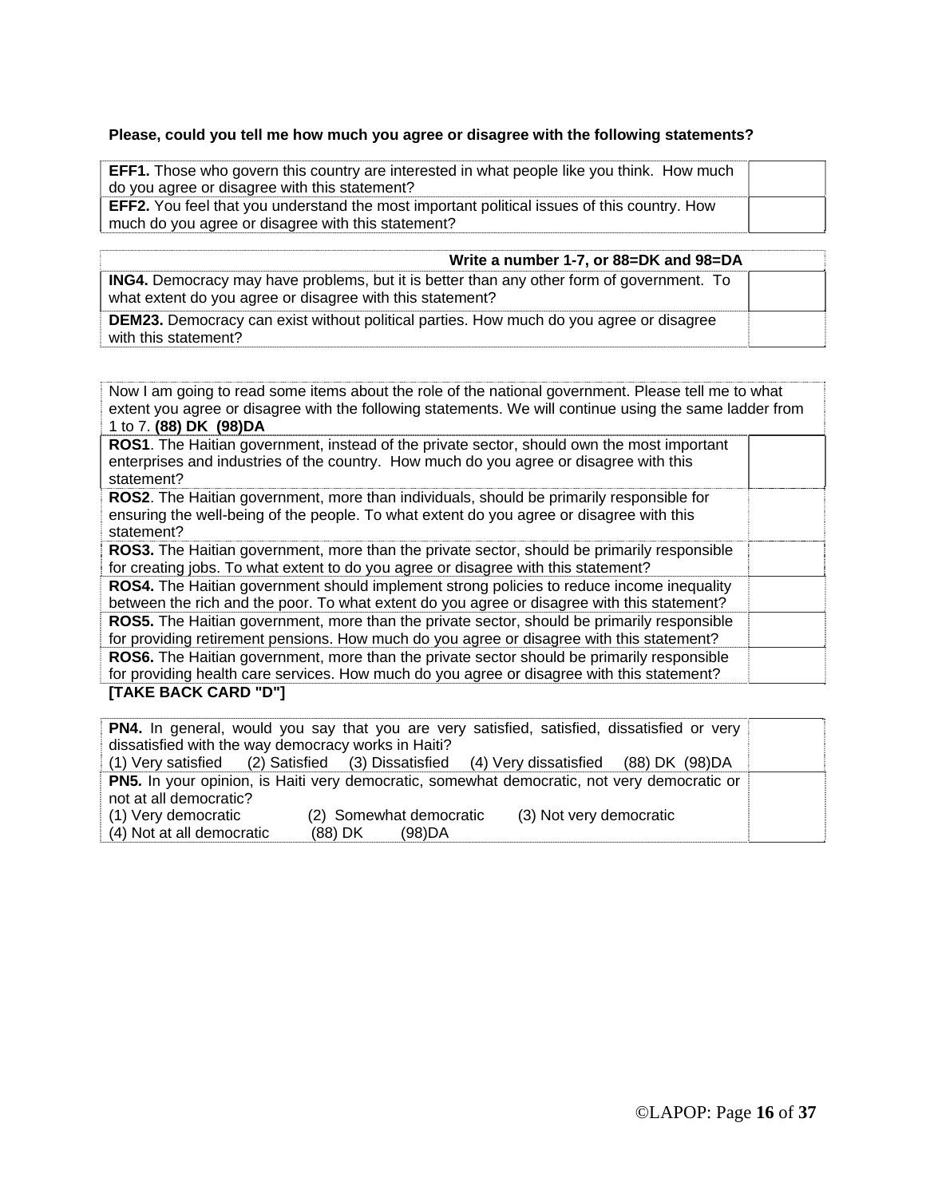**Please, could you tell me how much you agree or disagree with the following statements?**

| | |
|---|---|
| **EFF1.** Those who govern this country are interested in what people like you think. How much do you agree or disagree with this statement? | |
| **EFF2.** You feel that you understand the most important political issues of this country. How much do you agree or disagree with this statement? | |

| Write a number 1-7, or 88=DK and 98=DA | |
|---|---|
| **ING4.** Democracy may have problems, but it is better than any other form of government. To what extent do you agree or disagree with this statement? | |
| **DEM23.** Democracy can exist without political parties. How much do you agree or disagree with this statement? | |

| Now I am going to read some items about the role of the national government. Please tell me to what extent you agree or disagree with the following statements. We will continue using the same ladder from 1 to 7. **(88) DK (98)DA** | |
|---|---|
| **ROS1**. The Haitian government, instead of the private sector, should own the most important enterprises and industries of the country. How much do you agree or disagree with this statement? | |
| **ROS2**. The Haitian government, more than individuals, should be primarily responsible for ensuring the well-being of the people. To what extent do you agree or disagree with this statement? | |
| **ROS3.** The Haitian government, more than the private sector, should be primarily responsible for creating jobs. To what extent to do you agree or disagree with this statement? | |
| **ROS4.** The Haitian government should implement strong policies to reduce income inequality between the rich and the poor. To what extent do you agree or disagree with this statement? | |
| **ROS5.** The Haitian government, more than the private sector, should be primarily responsible for providing retirement pensions. How much do you agree or disagree with this statement? | |
| **ROS6.** The Haitian government, more than the private sector should be primarily responsible for providing health care services. How much do you agree or disagree with this statement? | |

**[TAKE BACK CARD "D"]**

| | |
|---|---|
| **PN4.** In general, would you say that you are very satisfied, satisfied, dissatisfied or very dissatisfied with the way democracy works in Haiti?<br>(1) Very satisfied (2) Satisfied (3) Dissatisfied (4) Very dissatisfied (88) DK (98)DA | |
| **PN5.** In your opinion, is Haiti very democratic, somewhat democratic, not very democratic or not at all democratic?<br>(1) Very democratic (2) Somewhat democratic (3) Not very democratic<br>(4) Not at all democratic (88) DK (98)DA | |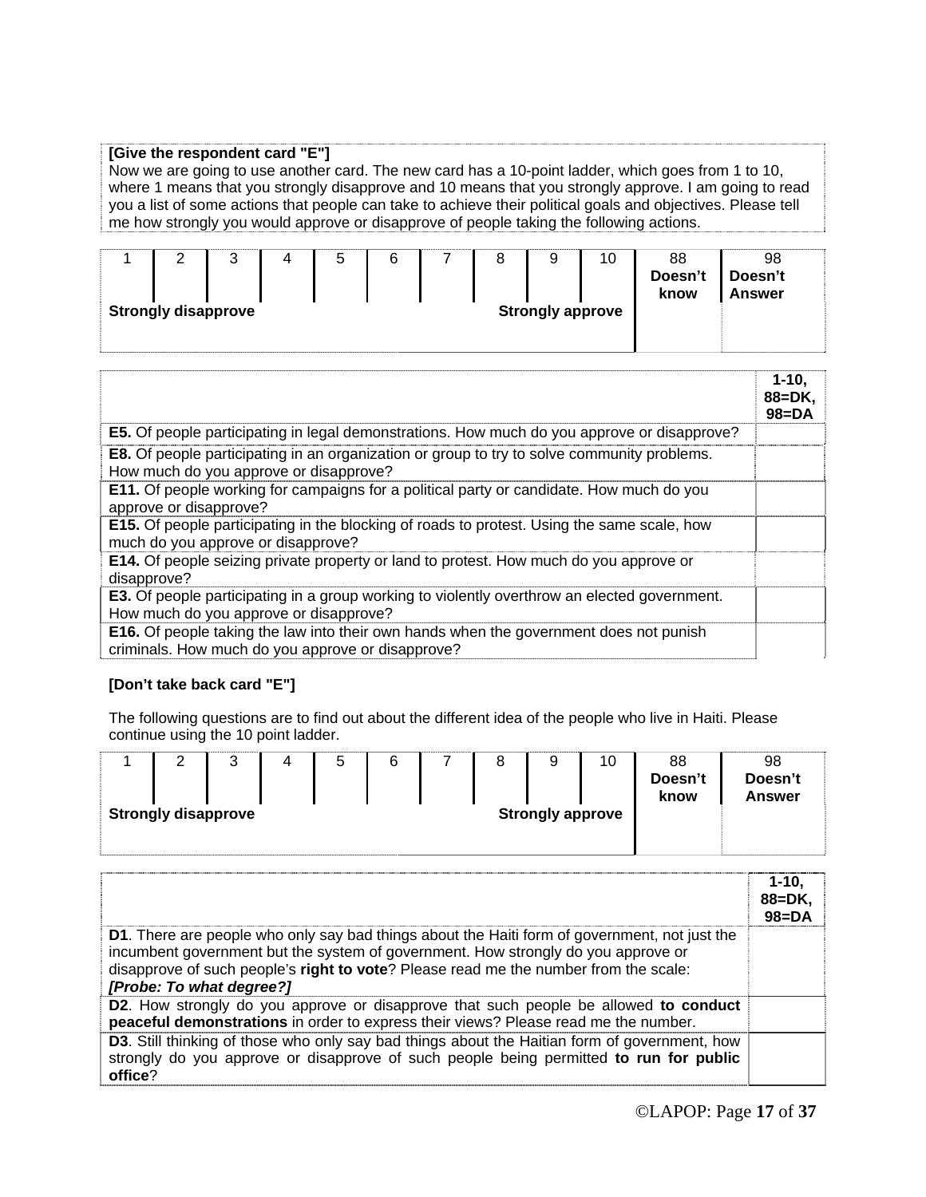**[Give the respondent card "E"]**
Now we are going to use another card. The new card has a 10-point ladder, which goes from 1 to 10, where 1 means that you strongly disapprove and 10 means that you strongly approve. I am going to read you a list of some actions that people can take to achieve their political goals and objectives. Please tell me how strongly you would approve or disapprove of people taking the following actions.

| 1 | 2 | 3 | 4 | 5 | 6 | 7 | 8 | 9 | 10 | 88 **Doesn't know** | 98 **Doesn't Answer** |
|---|---|---|---|---|---|---|---|---|---|---|---|
| **Strongly disapprove** | | | | | | | **Strongly approve** | | | | |

| | **1-10, 88=DK, 98=DA** |
|---|---|
| **E5.** Of people participating in legal demonstrations. How much do you approve or disapprove? | |
| **E8.** Of people participating in an organization or group to try to solve community problems. How much do you approve or disapprove? | |
| **E11.** Of people working for campaigns for a political party or candidate. How much do you approve or disapprove? | |
| **E15.** Of people participating in the blocking of roads to protest. Using the same scale, how much do you approve or disapprove? | |
| **E14.** Of people seizing private property or land to protest. How much do you approve or disapprove? | |
| **E3.** Of people participating in a group working to violently overthrow an elected government. How much do you approve or disapprove? | |
| **E16.** Of people taking the law into their own hands when the government does not punish criminals. How much do you approve or disapprove? | |

**[Don't take back card "E"]**

The following questions are to find out about the different idea of the people who live in Haiti. Please continue using the 10 point ladder.

| 1 | 2 | 3 | 4 | 5 | 6 | 7 | 8 | 9 | 10 | 88 **Doesn't know** | 98 **Doesn't Answer** |
|---|---|---|---|---|---|---|---|---|---|---|---|
| **Strongly disapprove** | | | | | | | **Strongly approve** | | | | |

| | **1-10, 88=DK, 98=DA** |
|---|---|
| **D1**. There are people who only say bad things about the Haiti form of government, not just the incumbent government but the system of government. How strongly do you approve or disapprove of such people's **right to vote**? Please read me the number from the scale: ***[Probe: To what degree?]*** | |
| **D2**. How strongly do you approve or disapprove that such people be allowed **to conduct peaceful demonstrations** in order to express their views? Please read me the number. | |
| **D3**. Still thinking of those who only say bad things about the Haitian form of government, how strongly do you approve or disapprove of such people being permitted **to run for public office**? | |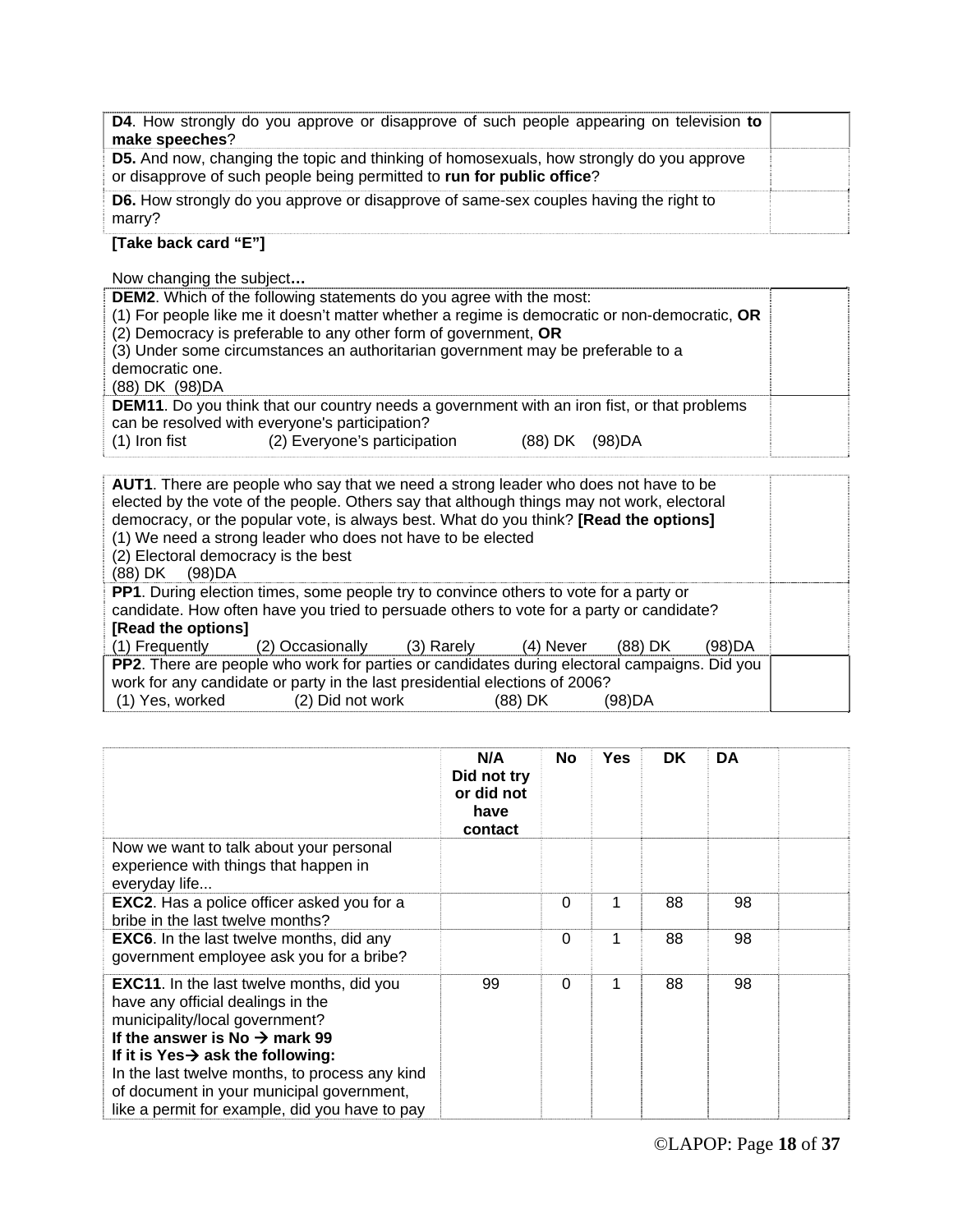| | |
|---|---|
| **D4**. How strongly do you approve or disapprove of such people appearing on television **to make speeches**? | |
| **D5.** And now, changing the topic and thinking of homosexuals, how strongly do you approve or disapprove of such people being permitted to **run for public office**? | |
| **D6.** How strongly do you approve or disapprove of same-sex couples having the right to marry? | |

**[Take back card "E"]**

Now changing the subject**…**

| | |
|---|---|
| **DEM2**. Which of the following statements do you agree with the most:<br>(1) For people like me it doesn't matter whether a regime is democratic or non-democratic, **OR**<br>(2) Democracy is preferable to any other form of government, **OR**<br>(3) Under some circumstances an authoritarian government may be preferable to a democratic one.<br>(88) DK (98)DA | |
| **DEM11**. Do you think that our country needs a government with an iron fist, or that problems can be resolved with everyone's participation?<br>(1) Iron fist (2) Everyone's participation (88) DK (98)DA | |

| | |
|---|---|
| **AUT1**. There are people who say that we need a strong leader who does not have to be elected by the vote of the people. Others say that although things may not work, electoral democracy, or the popular vote, is always best. What do you think? **[Read the options]**<br>(1) We need a strong leader who does not have to be elected<br>(2) Electoral democracy is the best<br>(88) DK (98)DA | |
| **PP1**. During election times, some people try to convince others to vote for a party or candidate. How often have you tried to persuade others to vote for a party or candidate? **[Read the options]**<br>(1) Frequently (2) Occasionally (3) Rarely (4) Never (88) DK (98)DA | |
| **PP2**. There are people who work for parties or candidates during electoral campaigns. Did you work for any candidate or party in the last presidential elections of 2006?<br>(1) Yes, worked (2) Did not work (88) DK (98)DA | |

| | N/A Did not try or did not have contact | No | Yes | DK | DA | |
|---|---|---|---|---|---|---|
| Now we want to talk about your personal experience with things that happen in everyday life... | | | | | | |
| **EXC2**. Has a police officer asked you for a bribe in the last twelve months? | | 0 | 1 | 88 | 98 | |
| **EXC6**. In the last twelve months, did any government employee ask you for a bribe? | | 0 | 1 | 88 | 98 | |
| **EXC11**. In the last twelve months, did you have any official dealings in the municipality/local government?<br>**If the answer is No → mark 99**<br>**If it is Yes→ ask the following:**<br>In the last twelve months, to process any kind of document in your municipal government, like a permit for example, did you have to pay | 99 | 0 | 1 | 88 | 98 | |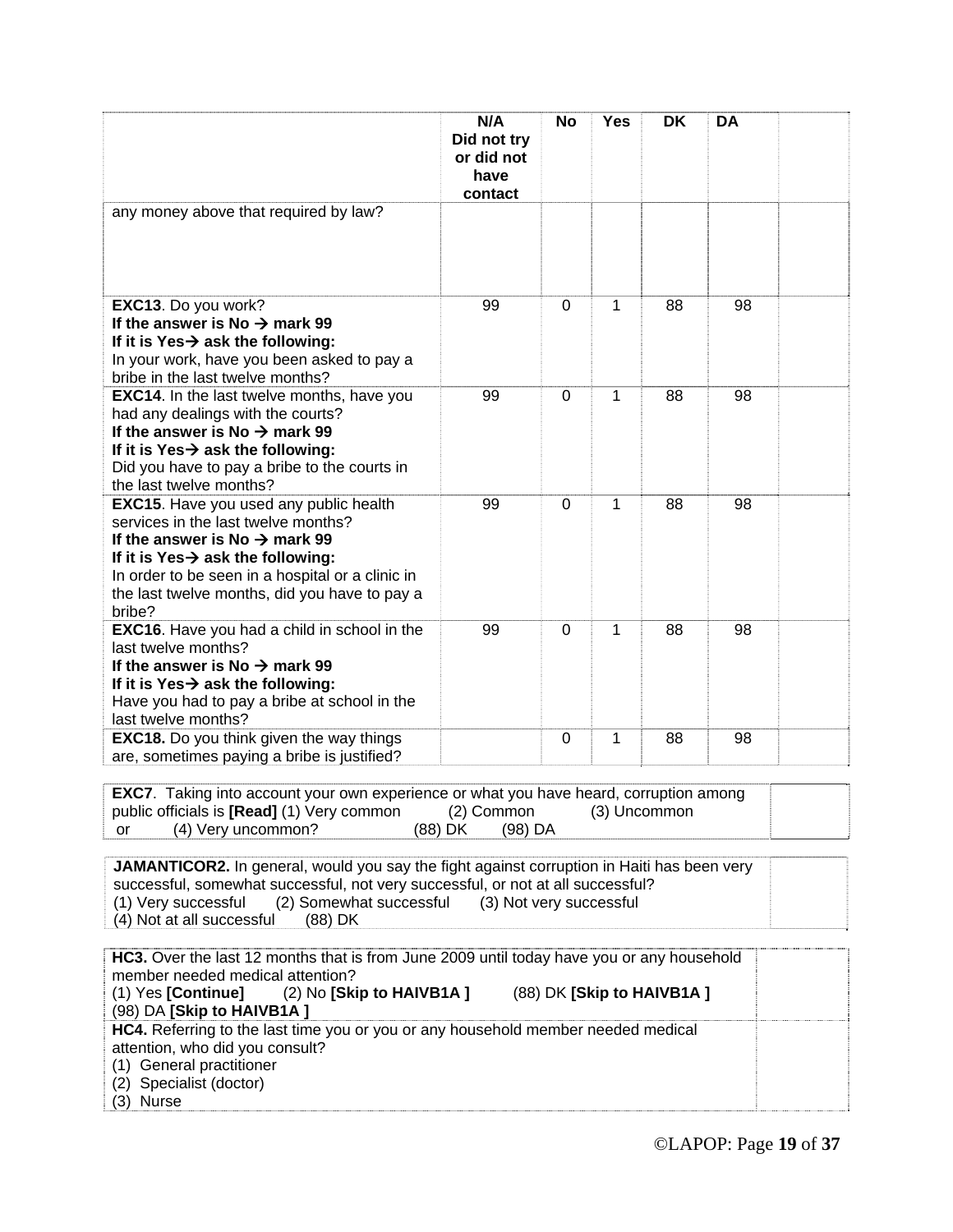| | N/A Did not try or did not have contact | No | Yes | DK | DA | |
|---|---|---|---|---|---|---|
| any money above that required by law? | | | | | | |
| **EXC13**. Do you work? **If the answer is No → mark 99** **If it is Yes→ ask the following:** In your work, have you been asked to pay a bribe in the last twelve months? | 99 | 0 | 1 | 88 | 98 | |
| **EXC14**. In the last twelve months, have you had any dealings with the courts? **If the answer is No → mark 99** **If it is Yes→ ask the following:** Did you have to pay a bribe to the courts in the last twelve months? | 99 | 0 | 1 | 88 | 98 | |
| **EXC15**. Have you used any public health services in the last twelve months? **If the answer is No → mark 99** **If it is Yes→ ask the following:** In order to be seen in a hospital or a clinic in the last twelve months, did you have to pay a bribe? | 99 | 0 | 1 | 88 | 98 | |
| **EXC16**. Have you had a child in school in the last twelve months? **If the answer is No → mark 99** **If it is Yes→ ask the following:** Have you had to pay a bribe at school in the last twelve months? | 99 | 0 | 1 | 88 | 98 | |
| **EXC18.** Do you think given the way things are, sometimes paying a bribe is justified? | | 0 | 1 | 88 | 98 | |

| | |
|---|---|
| **EXC7**. Taking into account your own experience or what you have heard, corruption among public officials is **[Read]** (1) Very common (2) Common (3) Uncommon or (4) Very uncommon? (88) DK (98) DA | |

| | |
|---|---|
| **JAMANTICOR2.** In general, would you say the fight against corruption in Haiti has been very successful, somewhat successful, not very successful, or not at all successful? (1) Very successful (2) Somewhat successful (3) Not very successful (4) Not at all successful (88) DK | |

| | |
|---|---|
| **HC3.** Over the last 12 months that is from June 2009 until today have you or any household member needed medical attention? (1) Yes **[Continue]** (2) No **[Skip to HAIVB1A ]** (88) DK **[Skip to HAIVB1A ]** (98) DA **[Skip to HAIVB1A ]** | |
| **HC4.** Referring to the last time you or you or any household member needed medical attention, who did you consult? (1) General practitioner (2) Specialist (doctor) (3) Nurse | |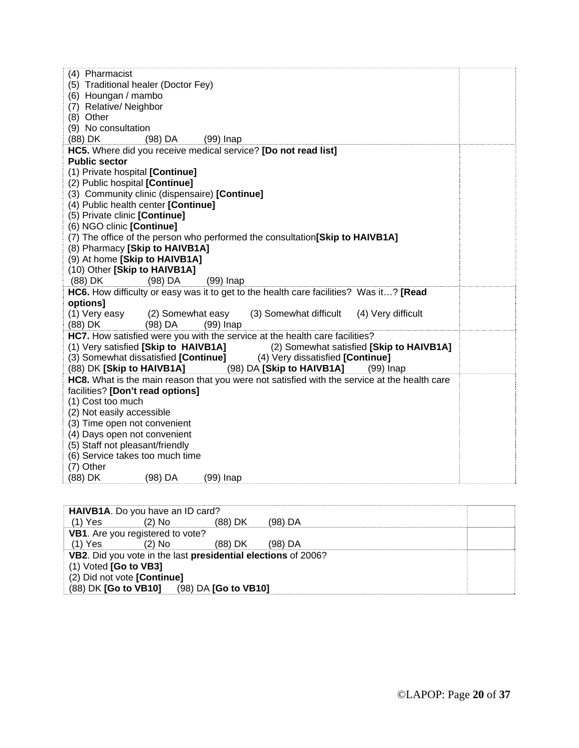| | |
|---|---|
| (4) Pharmacist<br>(5) Traditional healer (Doctor Fey)<br>(6) Houngan / mambo<br>(7) Relative/ Neighbor<br>(8) Other<br>(9) No consultation<br>(88) DK (98) DA (99) Inap | |
| **HC5.** Where did you receive medical service? **[Do not read list]**<br>**Public sector**<br>(1) Private hospital **[Continue]**<br>(2) Public hospital **[Continue]**<br>(3) Community clinic (dispensaire) **[Continue]**<br>(4) Public health center **[Continue]**<br>(5) Private clinic **[Continue]**<br>(6) NGO clinic **[Continue]**<br>(7) The office of the person who performed the consultation**[Skip to HAIVB1A]**<br>(8) Pharmacy **[Skip to HAIVB1A]**<br>(9) At home **[Skip to HAIVB1A]**<br>(10) Other **[Skip to HAIVB1A]**<br>(88) DK (98) DA (99) Inap | |
| **HC6.** How difficulty or easy was it to get to the health care facilities? Was it…? **[Read options]**<br>(1) Very easy (2) Somewhat easy (3) Somewhat difficult (4) Very difficult<br>(88) DK (98) DA (99) Inap | |
| **HC7.** How satisfied were you with the service at the health care facilities?<br>(1) Very satisfied **[Skip to HAIVB1A]** (2) Somewhat satisfied **[Skip to HAIVB1A]**<br>(3) Somewhat dissatisfied **[Continue]** (4) Very dissatisfied **[Continue]**<br>(88) DK **[Skip to HAIVB1A]** (98) DA **[Skip to HAIVB1A]** (99) Inap | |
| **HC8.** What is the main reason that you were not satisfied with the service at the health care facilities? **[Don't read options]**<br>(1) Cost too much<br>(2) Not easily accessible<br>(3) Time open not convenient<br>(4) Days open not convenient<br>(5) Staff not pleasant/friendly<br>(6) Service takes too much time<br>(7) Other<br>(88) DK (98) DA (99) Inap | |

| | |
|---|---|
| **HAIVB1A**. Do you have an ID card?<br>(1) Yes (2) No (88) DK (98) DA | |
| **VB1**. Are you registered to vote?<br>(1) Yes (2) No (88) DK (98) DA | |
| **VB2**. Did you vote in the last **presidential elections** of 2006?<br>(1) Voted **[Go to VB3]**<br>(2) Did not vote **[Continue]**<br>(88) DK **[Go to VB10]** (98) DA **[Go to VB10]** | |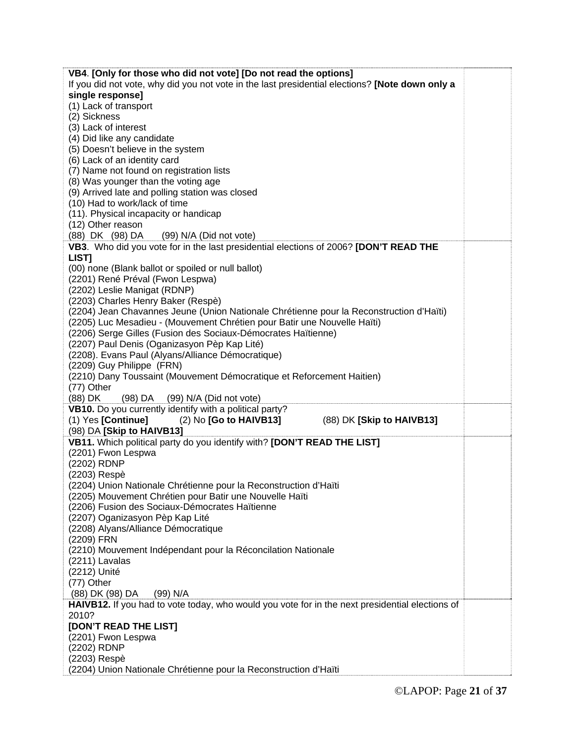**VB4**. **[Only for those who did not vote] [Do not read the options]**
If you did not vote, why did you not vote in the last presidential elections? **[Note down only a single response]**
(1) Lack of transport
(2) Sickness
(3) Lack of interest
(4) Did like any candidate
(5) Doesn't believe in the system
(6) Lack of an identity card
(7) Name not found on registration lists
(8) Was younger than the voting age
(9) Arrived late and polling station was closed
(10) Had to work/lack of time
(11). Physical incapacity or handicap
(12) Other reason
(88) DK (98) DA (99) N/A (Did not vote)

**VB3**. Who did you vote for in the last presidential elections of 2006? **[DON'T READ THE LIST]**
(00) none (Blank ballot or spoiled or null ballot)
(2201) René Préval (Fwon Lespwa)
(2202) Leslie Manigat (RDNP)
(2203) Charles Henry Baker (Respè)
(2204) Jean Chavannes Jeune (Union Nationale Chrétienne pour la Reconstruction d'Haïti)
(2205) Luc Mesadieu - (Mouvement Chrétien pour Batir une Nouvelle Haïti)
(2206) Serge Gilles (Fusion des Sociaux-Démocrates Haïtienne)
(2207) Paul Denis (Oganizasyon Pèp Kap Lité)
(2208). Evans Paul (Alyans/Alliance Démocratique)
(2209) Guy Philippe (FRN)
(2210) Dany Toussaint (Mouvement Démocratique et Reforcement Haitien)
(77) Other
(88) DK (98) DA (99) N/A (Did not vote)

**VB10.** Do you currently identify with a political party?
(1) Yes **[Continue]** (2) No **[Go to HAIVB13]** (88) DK **[Skip to HAIVB13]**
(98) DA **[Skip to HAIVB13]**

**VB11.** Which political party do you identify with? **[DON'T READ THE LIST]**
(2201) Fwon Lespwa
(2202) RDNP
(2203) Respè
(2204) Union Nationale Chrétienne pour la Reconstruction d'Haïti
(2205) Mouvement Chrétien pour Batir une Nouvelle Haïti
(2206) Fusion des Sociaux-Démocrates Haïtienne
(2207) Oganizasyon Pèp Kap Lité
(2208) Alyans/Alliance Démocratique
(2209) FRN
(2210) Mouvement Indépendant pour la Réconcilation Nationale
(2211) Lavalas
(2212) Unité
(77) Other
(88) DK (98) DA (99) N/A

**HAIVB12.** If you had to vote today, who would you vote for in the next presidential elections of 2010?
**[DON'T READ THE LIST]**
(2201) Fwon Lespwa
(2202) RDNP
(2203) Respè
(2204) Union Nationale Chrétienne pour la Reconstruction d'Haïti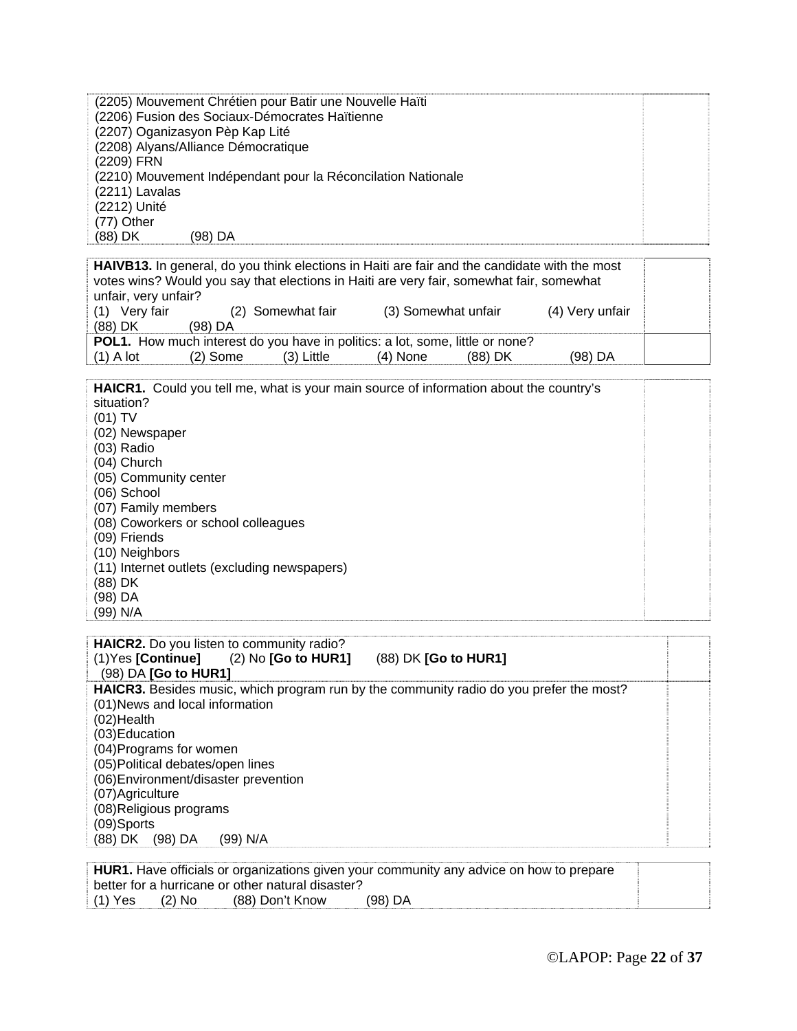(2205) Mouvement Chrétien pour Batir une Nouvelle Haïti
(2206) Fusion des Sociaux-Démocrates Haïtienne
(2207) Oganizasyon Pèp Kap Lité
(2208) Alyans/Alliance Démocratique
(2209) FRN
(2210) Mouvement Indépendant pour la Réconcilation Nationale
(2211) Lavalas
(2212) Unité
(77) Other
(88) DK (98) DA

**HAIVB13.** In general, do you think elections in Haiti are fair and the candidate with the most votes wins? Would you say that elections in Haiti are very fair, somewhat fair, somewhat unfair, very unfair?
(1) Very fair (2) Somewhat fair (3) Somewhat unfair (4) Very unfair
(88) DK (98) DA

**POL1.** How much interest do you have in politics: a lot, some, little or none?
(1) A lot (2) Some (3) Little (4) None (88) DK (98) DA

**HAICR1.** Could you tell me, what is your main source of information about the country's situation?
(01) TV
(02) Newspaper
(03) Radio
(04) Church
(05) Community center
(06) School
(07) Family members
(08) Coworkers or school colleagues
(09) Friends
(10) Neighbors
(11) Internet outlets (excluding newspapers)
(88) DK
(98) DA
(99) N/A

**HAICR2.** Do you listen to community radio?
(1)Yes **[Continue]** (2) No **[Go to HUR1]** (88) DK **[Go to HUR1]**
(98) DA **[Go to HUR1]**

**HAICR3.** Besides music, which program run by the community radio do you prefer the most?
(01)News and local information
(02)Health
(03)Education
(04)Programs for women
(05)Political debates/open lines
(06)Environment/disaster prevention
(07)Agriculture
(08)Religious programs
(09)Sports
(88) DK (98) DA (99) N/A

**HUR1.** Have officials or organizations given your community any advice on how to prepare better for a hurricane or other natural disaster?
(1) Yes (2) No (88) Don't Know (98) DA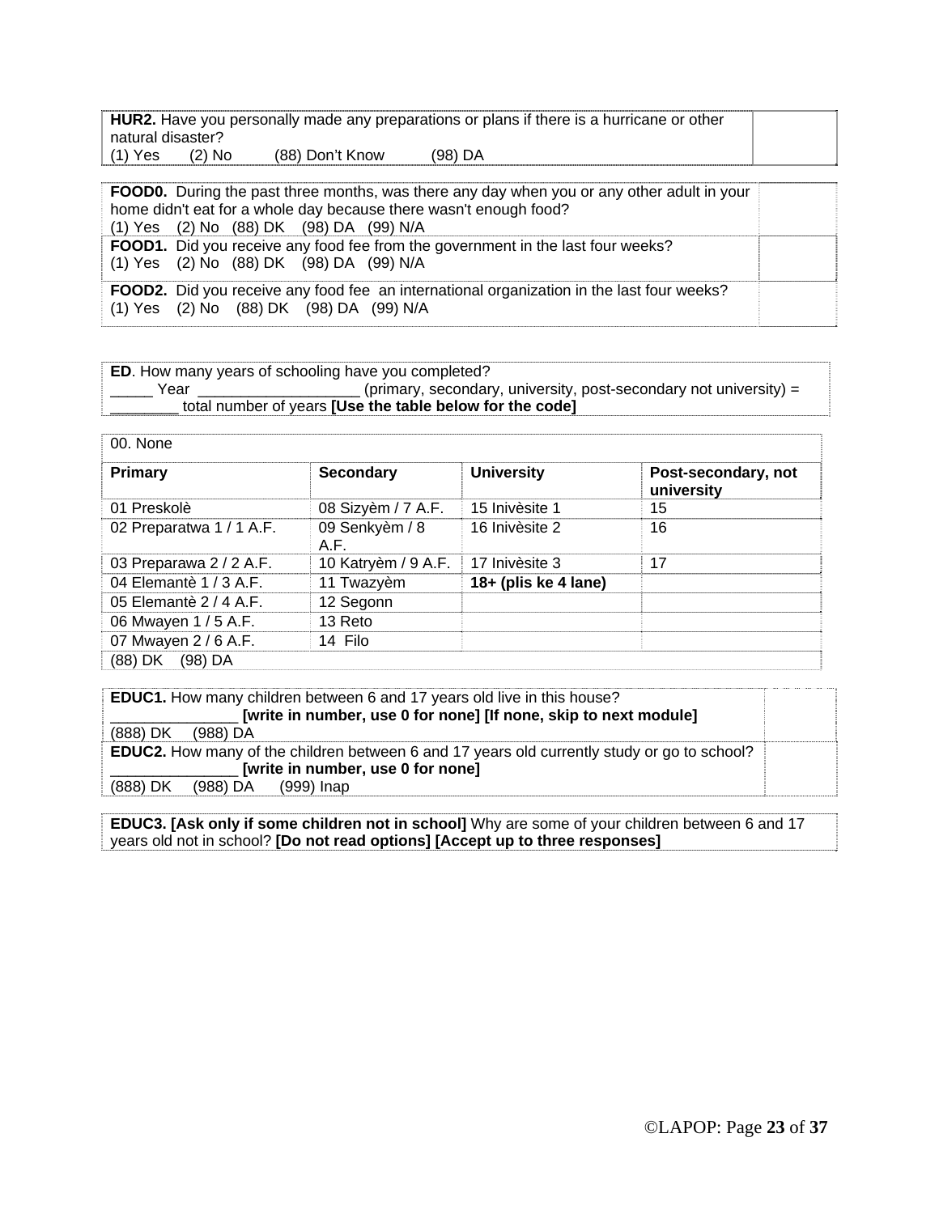| **HUR2.** Have you personally made any preparations or plans if there is a hurricane or other natural disaster?<br>(1) Yes (2) No (88) Don't Know (98) DA | |
|---|---|

| **FOOD0.** During the past three months, was there any day when you or any other adult in your home didn't eat for a whole day because there wasn't enough food?<br>(1) Yes (2) No (88) DK (98) DA (99) N/A | |
|---|---|
| **FOOD1.** Did you receive any food fee from the government in the last four weeks?<br>(1) Yes (2) No (88) DK (98) DA (99) N/A | |
| **FOOD2.** Did you receive any food fee an international organization in the last four weeks?<br>(1) Yes (2) No (88) DK (98) DA (99) N/A | |

**ED**. How many years of schooling have you completed?
_____ Year ___________________ (primary, secondary, university, post-secondary not university) = ________ total number of years **[Use the table below for the code]**

| 00. None | | | |
|---|---|---|---|
| **Primary** | **Secondary** | **University** | **Post-secondary, not university** |
| 01 Preskolè | 08 Sizyèm / 7 A.F. | 15 Inivèsite 1 | 15 |
| 02 Preparatwa 1 / 1 A.F. | 09 Senkyèm / 8 A.F. | 16 Inivèsite 2 | 16 |
| 03 Preparawa 2 / 2 A.F. | 10 Katryèm / 9 A.F. | 17 Inivèsite 3 | 17 |
| 04 Elemantè 1 / 3 A.F. | 11 Twazyèm | **18+ (plis ke 4 lane)** | |
| 05 Elemantè 2 / 4 A.F. | 12 Segonn | | |
| 06 Mwayen 1 / 5 A.F. | 13 Reto | | |
| 07 Mwayen 2 / 6 A.F. | 14 Filo | | |
| (88) DK (98) DA | | | |

| **EDUC1.** How many children between 6 and 17 years old live in this house?<br>______________ **[write in number, use 0 for none] [If none, skip to next module]**<br>(888) DK (988) DA | |
|---|---|
| **EDUC2.** How many of the children between 6 and 17 years old currently study or go to school?<br>______________ **[write in number, use 0 for none]**<br>(888) DK (988) DA (999) Inap | |

**EDUC3. [Ask only if some children not in school]** Why are some of your children between 6 and 17 years old not in school? **[Do not read options] [Accept up to three responses]**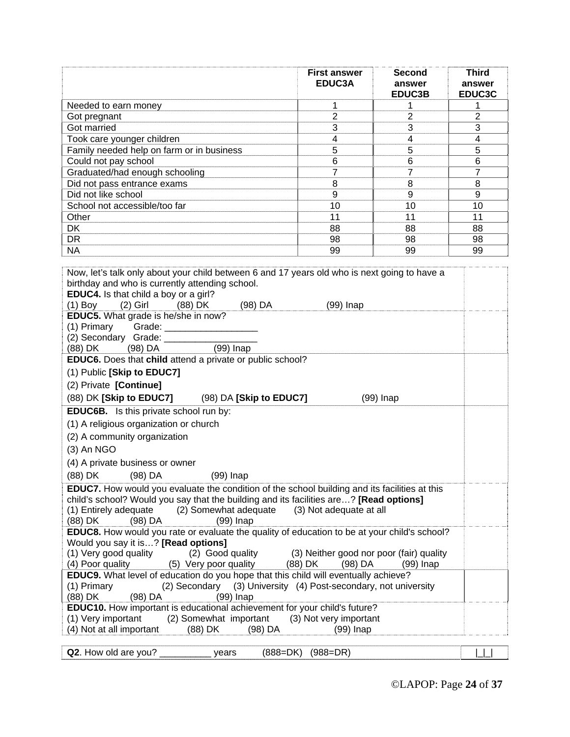| | First answer EDUC3A | Second answer EDUC3B | Third answer EDUC3C |
|---|---|---|---|
| Needed to earn money | 1 | 1 | 1 |
| Got pregnant | 2 | 2 | 2 |
| Got married | 3 | 3 | 3 |
| Took care younger children | 4 | 4 | 4 |
| Family needed help on farm or in business | 5 | 5 | 5 |
| Could not pay school | 6 | 6 | 6 |
| Graduated/had enough schooling | 7 | 7 | 7 |
| Did not pass entrance exams | 8 | 8 | 8 |
| Did not like school | 9 | 9 | 9 |
| School not accessible/too far | 10 | 10 | 10 |
| Other | 11 | 11 | 11 |
| DK | 88 | 88 | 88 |
| DR | 98 | 98 | 98 |
| NA | 99 | 99 | 99 |

Now, let's talk only about your child between 6 and 17 years old who is next going to have a birthday and who is currently attending school.

**EDUC4.** Is that child a boy or a girl?
(1) Boy (2) Girl (88) DK (98) DA (99) Inap

**EDUC5.** What grade is he/she in now?
(1) Primary Grade: __________________
(2) Secondary Grade: __________________
(88) DK (98) DA (99) Inap

**EDUC6.** Does that **child** attend a private or public school?
(1) Public **[Skip to EDUC7]**
(2) Private **[Continue]**
(88) DK **[Skip to EDUC7]** (98) DA **[Skip to EDUC7]** (99) Inap

**EDUC6B.** Is this private school run by:
(1) A religious organization or church
(2) A community organization
(3) An NGO
(4) A private business or owner
(88) DK (98) DA (99) Inap

**EDUC7.** How would you evaluate the condition of the school building and its facilities at this child's school? Would you say that the building and its facilities are…? **[Read options]**
(1) Entirely adequate (2) Somewhat adequate (3) Not adequate at all
(88) DK (98) DA (99) Inap

**EDUC8.** How would you rate or evaluate the quality of education to be at your child's school? Would you say it is…? **[Read options]**
(1) Very good quality (2) Good quality (3) Neither good nor poor (fair) quality
(4) Poor quality (5) Very poor quality (88) DK (98) DA (99) Inap

**EDUC9.** What level of education do you hope that this child will eventually achieve?
(1) Primary (2) Secondary (3) University (4) Post-secondary, not university
(88) DK (98) DA (99) Inap

**EDUC10.** How important is educational achievement for your child's future?
(1) Very important (2) Somewhat important (3) Not very important
(4) Not at all important (88) DK (98) DA (99) Inap

**Q2**. How old are you? __________ years (888=DK) (988=DR) |_|_|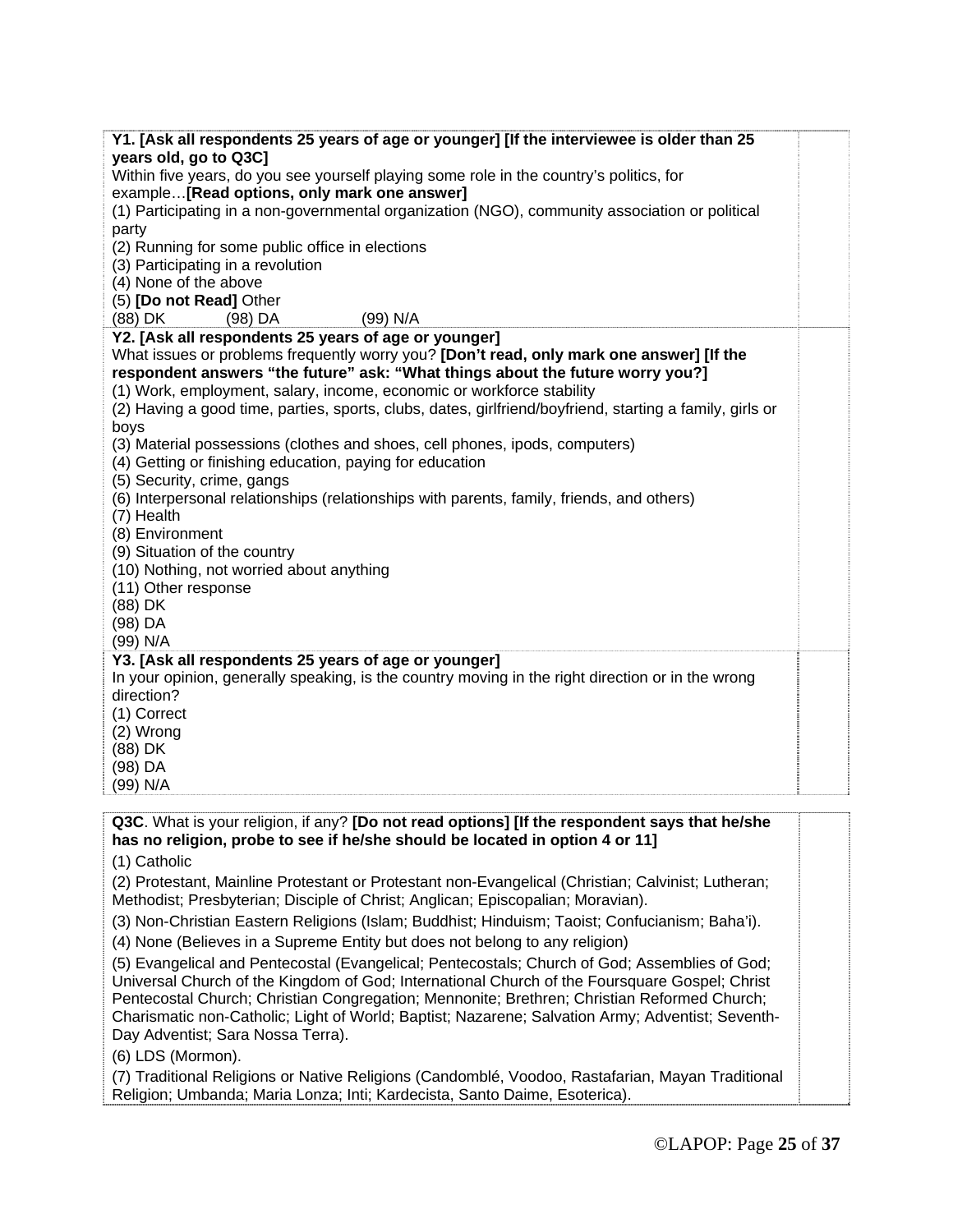**Y1. [Ask all respondents 25 years of age or younger] [If the interviewee is older than 25 years old, go to Q3C]**
Within five years, do you see yourself playing some role in the country's politics, for example…**[Read options, only mark one answer]**
(1) Participating in a non-governmental organization (NGO), community association or political party
(2) Running for some public office in elections
(3) Participating in a revolution
(4) None of the above
(5) **[Do not Read]** Other
(88) DK (98) DA (99) N/A

**Y2. [Ask all respondents 25 years of age or younger]**
What issues or problems frequently worry you? **[Don't read, only mark one answer] [If the respondent answers "the future" ask: "What things about the future worry you?]**
(1) Work, employment, salary, income, economic or workforce stability
(2) Having a good time, parties, sports, clubs, dates, girlfriend/boyfriend, starting a family, girls or boys
(3) Material possessions (clothes and shoes, cell phones, ipods, computers)
(4) Getting or finishing education, paying for education
(5) Security, crime, gangs
(6) Interpersonal relationships (relationships with parents, family, friends, and others)
(7) Health
(8) Environment
(9) Situation of the country
(10) Nothing, not worried about anything
(11) Other response
(88) DK
(98) DA
(99) N/A

**Y3. [Ask all respondents 25 years of age or younger]**
In your opinion, generally speaking, is the country moving in the right direction or in the wrong direction?
(1) Correct
(2) Wrong
(88) DK
(98) DA
(99) N/A

**Q3C**. What is your religion, if any? **[Do not read options] [If the respondent says that he/she has no religion, probe to see if he/she should be located in option 4 or 11]**

(1) Catholic

(2) Protestant, Mainline Protestant or Protestant non-Evangelical (Christian; Calvinist; Lutheran; Methodist; Presbyterian; Disciple of Christ; Anglican; Episcopalian; Moravian).

(3) Non-Christian Eastern Religions (Islam; Buddhist; Hinduism; Taoist; Confucianism; Baha'i).

(4) None (Believes in a Supreme Entity but does not belong to any religion)

(5) Evangelical and Pentecostal (Evangelical; Pentecostals; Church of God; Assemblies of God; Universal Church of the Kingdom of God; International Church of the Foursquare Gospel; Christ Pentecostal Church; Christian Congregation; Mennonite; Brethren; Christian Reformed Church; Charismatic non-Catholic; Light of World; Baptist; Nazarene; Salvation Army; Adventist; Seventh-Day Adventist; Sara Nossa Terra).

(6) LDS (Mormon).

(7) Traditional Religions or Native Religions (Candomblé, Voodoo, Rastafarian, Mayan Traditional Religion; Umbanda; Maria Lonza; Inti; Kardecista, Santo Daime, Esoterica).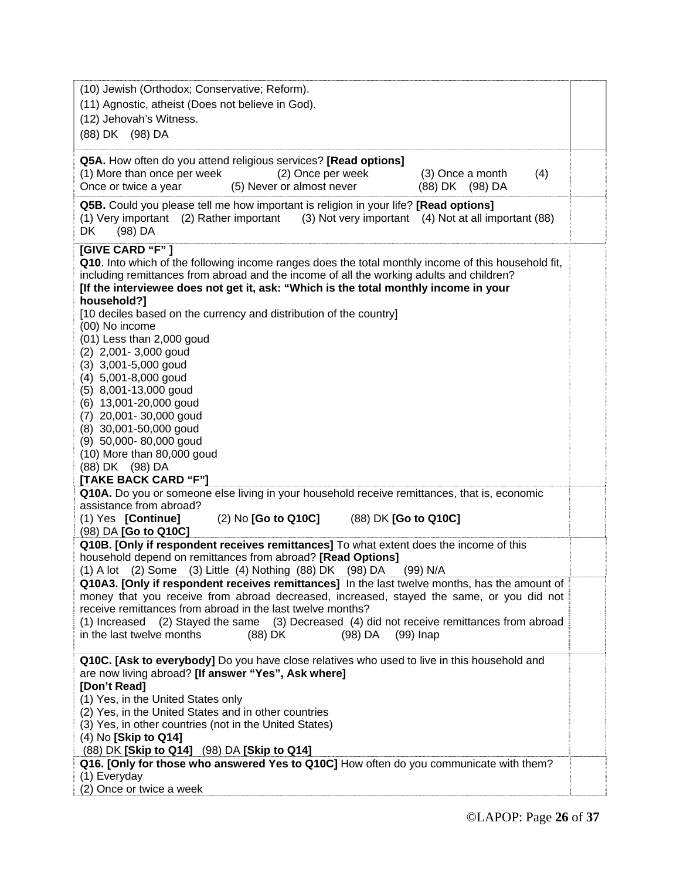| | |
|---|---|
| (10) Jewish (Orthodox; Conservative; Reform).<br>(11) Agnostic, atheist (Does not believe in God).<br>(12) Jehovah's Witness.<br>(88) DK (98) DA | |
| **Q5A.** How often do you attend religious services? **[Read options]**<br>(1) More than once per week (2) Once per week (3) Once a month (4) Once or twice a year (5) Never or almost never (88) DK (98) DA | |
| **Q5B.** Could you please tell me how important is religion in your life? **[Read options]**<br>(1) Very important (2) Rather important (3) Not very important (4) Not at all important (88) DK (98) DA | |
| **[GIVE CARD "F" ]**<br>**Q10**. Into which of the following income ranges does the total monthly income of this household fit, including remittances from abroad and the income of all the working adults and children?<br>**[If the interviewee does not get it, ask: "Which is the total monthly income in your household?]**<br>[10 deciles based on the currency and distribution of the country]<br>(00) No income<br>(01) Less than 2,000 goud<br>(2) 2,001- 3,000 goud<br>(3) 3,001-5,000 goud<br>(4) 5,001-8,000 goud<br>(5) 8,001-13,000 goud<br>(6) 13,001-20,000 goud<br>(7) 20,001- 30,000 goud<br>(8) 30,001-50,000 goud<br>(9) 50,000- 80,000 goud<br>(10) More than 80,000 goud<br>(88) DK (98) DA<br>**[TAKE BACK CARD "F"]** | |
| **Q10A.** Do you or someone else living in your household receive remittances, that is, economic assistance from abroad?<br>(1) Yes **[Continue]** (2) No **[Go to Q10C]** (88) DK **[Go to Q10C]**<br>(98) DA **[Go to Q10C]** | |
| **Q10B. [Only if respondent receives remittances]** To what extent does the income of this household depend on remittances from abroad? **[Read Options]**<br>(1) A lot (2) Some (3) Little (4) Nothing (88) DK (98) DA (99) N/A | |
| **Q10A3. [Only if respondent receives remittances]** In the last twelve months, has the amount of money that you receive from abroad decreased, increased, stayed the same, or you did not receive remittances from abroad in the last twelve months?<br>(1) Increased (2) Stayed the same (3) Decreased (4) did not receive remittances from abroad in the last twelve months (88) DK (98) DA (99) Inap | |
| **Q10C. [Ask to everybody]** Do you have close relatives who used to live in this household and are now living abroad? **[If answer "Yes", Ask where]**<br>**[Don't Read]**<br>(1) Yes, in the United States only<br>(2) Yes, in the United States and in other countries<br>(3) Yes, in other countries (not in the United States)<br>(4) No **[Skip to Q14]**<br>(88) DK **[Skip to Q14]** (98) DA **[Skip to Q14]** | |
| **Q16. [Only for those who answered Yes to Q10C]** How often do you communicate with them?<br>(1) Everyday<br>(2) Once or twice a week | |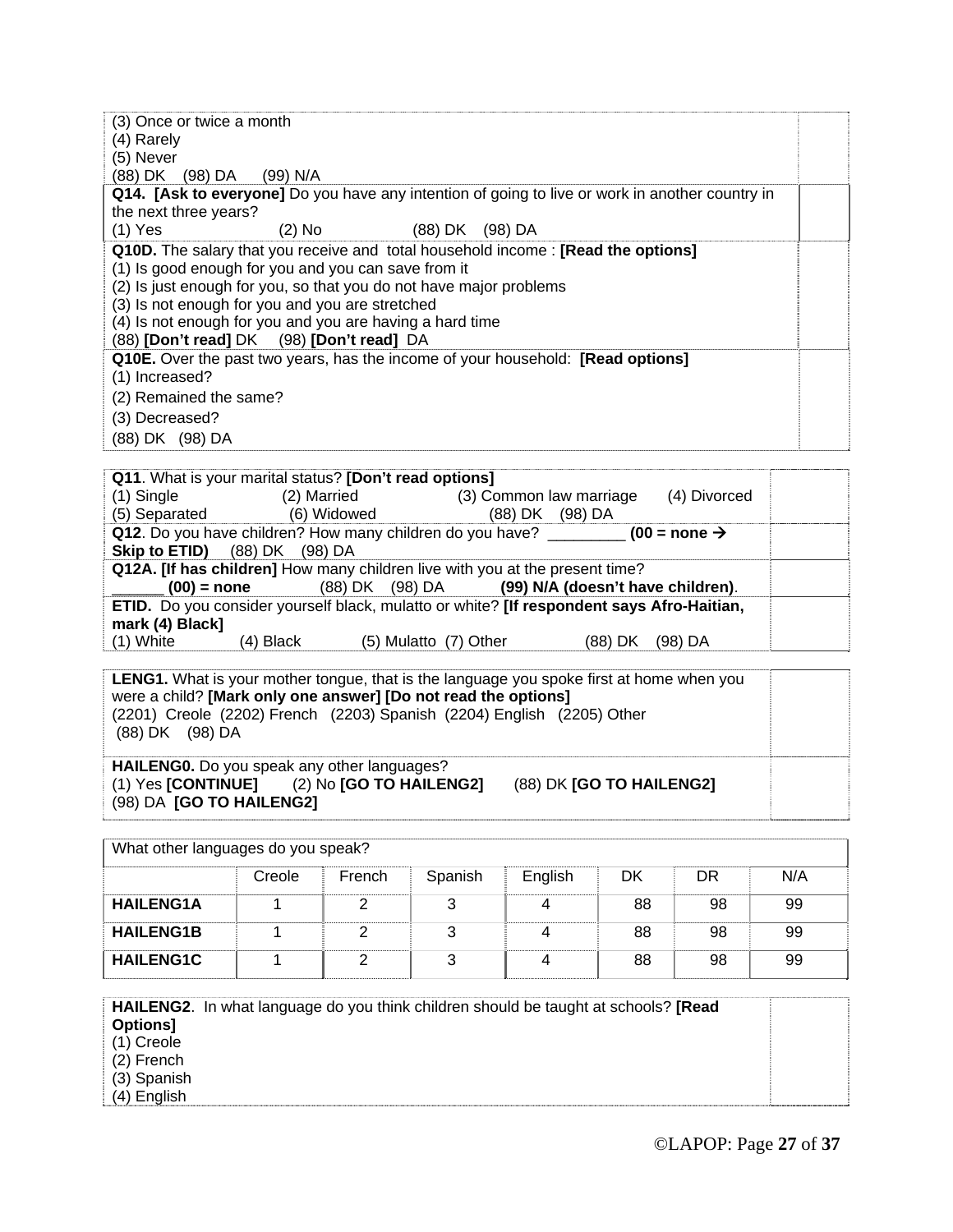(3) Once or twice a month
(4) Rarely
(5) Never
(88) DK (98) DA (99) N/A

**Q14. [Ask to everyone]** Do you have any intention of going to live or work in another country in the next three years?
(1) Yes (2) No (88) DK (98) DA

**Q10D.** The salary that you receive and total household income : **[Read the options]**
(1) Is good enough for you and you can save from it
(2) Is just enough for you, so that you do not have major problems
(3) Is not enough for you and you are stretched
(4) Is not enough for you and you are having a hard time
(88) **[Don't read]** DK (98) **[Don't read]** DA

**Q10E.** Over the past two years, has the income of your household: **[Read options]**
(1) Increased?
(2) Remained the same?
(3) Decreased?
(88) DK (98) DA

**Q11**. What is your marital status? **[Don't read options]**
(1) Single (2) Married (3) Common law marriage (4) Divorced
(5) Separated (6) Widowed (88) DK (98) DA

**Q12**. Do you have children? How many children do you have? _________ **(00 = none → Skip to ETID)** (88) DK (98) DA

**Q12A. [If has children]** How many children live with you at the present time?
______ **(00) = none** (88) DK (98) DA **(99) N/A (doesn't have children)**.

**ETID.** Do you consider yourself black, mulatto or white? **[If respondent says Afro-Haitian, mark (4) Black]**
(1) White (4) Black (5) Mulatto (7) Other (88) DK (98) DA

**LENG1.** What is your mother tongue, that is the language you spoke first at home when you were a child? **[Mark only one answer] [Do not read the options]**
(2201) Creole (2202) French (2203) Spanish (2204) English (2205) Other
(88) DK (98) DA

**HAILENG0.** Do you speak any other languages?
(1) Yes **[CONTINUE]** (2) No **[GO TO HAILENG2]** (88) DK **[GO TO HAILENG2]**
(98) DA **[GO TO HAILENG2]**

What other languages do you speak?

| | Creole | French | Spanish | English | DK | DR | N/A |
|---|---|---|---|---|---|---|---|
| **HAILENG1A** | 1 | 2 | 3 | 4 | 88 | 98 | 99 |
| **HAILENG1B** | 1 | 2 | 3 | 4 | 88 | 98 | 99 |
| **HAILENG1C** | 1 | 2 | 3 | 4 | 88 | 98 | 99 |

**HAILENG2**. In what language do you think children should be taught at schools? **[Read Options]**
(1) Creole
(2) French
(3) Spanish
(4) English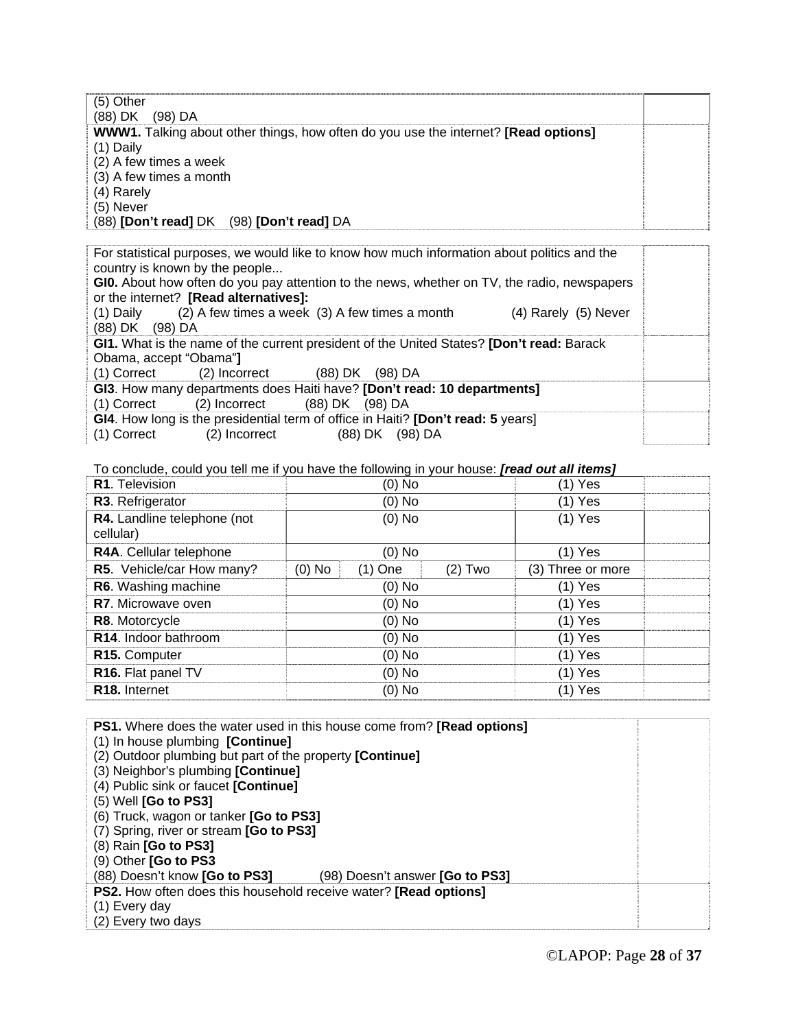(5) Other
(88) DK (98) DA

**WWW1.** Talking about other things, how often do you use the internet? **[Read options]**
(1) Daily
(2) A few times a week
(3) A few times a month
(4) Rarely
(5) Never
(88) **[Don't read]** DK (98) **[Don't read]** DA

For statistical purposes, we would like to know how much information about politics and the country is known by the people...

**GI0.** About how often do you pay attention to the news, whether on TV, the radio, newspapers or the internet? **[Read alternatives]:**
(1) Daily (2) A few times a week (3) A few times a month (4) Rarely (5) Never
(88) DK (98) DA

**GI1.** What is the name of the current president of the United States? **[Don't read:** Barack Obama, accept "Obama"**]**
(1) Correct (2) Incorrect (88) DK (98) DA

**GI3**. How many departments does Haiti have? **[Don't read: 10 departments]**
(1) Correct (2) Incorrect (88) DK (98) DA

**GI4**. How long is the presidential term of office in Haiti? **[Don't read: 5** years]
(1) Correct (2) Incorrect (88) DK (98) DA

To conclude, could you tell me if you have the following in your house: ***[read out all items]***

| Item | | | | | |
|---|---|---|---|---|---|
| **R1**. Television | (0) No | | | (1) Yes | |
| **R3**. Refrigerator | (0) No | | | (1) Yes | |
| **R4.** Landline telephone (not cellular) | (0) No | | | (1) Yes | |
| **R4A**. Cellular telephone | (0) No | | | (1) Yes | |
| **R5**. Vehicle/car How many? | (0) No | (1) One | (2) Two | (3) Three or more | |
| **R6**. Washing machine | (0) No | | | (1) Yes | |
| **R7**. Microwave oven | (0) No | | | (1) Yes | |
| **R8**. Motorcycle | (0) No | | | (1) Yes | |
| **R14**. Indoor bathroom | (0) No | | | (1) Yes | |
| **R15.** Computer | (0) No | | | (1) Yes | |
| **R16.** Flat panel TV | (0) No | | | (1) Yes | |
| **R18.** Internet | (0) No | | | (1) Yes | |

**PS1.** Where does the water used in this house come from? **[Read options]**
(1) In house plumbing **[Continue]**
(2) Outdoor plumbing but part of the property **[Continue]**
(3) Neighbor's plumbing **[Continue]**
(4) Public sink or faucet **[Continue]**
(5) Well **[Go to PS3]**
(6) Truck, wagon or tanker **[Go to PS3]**
(7) Spring, river or stream **[Go to PS3]**
(8) Rain **[Go to PS3]**
(9) Other **[Go to PS3**
(88) Doesn't know **[Go to PS3]** (98) Doesn't answer **[Go to PS3]**

**PS2.** How often does this household receive water? **[Read options]**
(1) Every day
(2) Every two days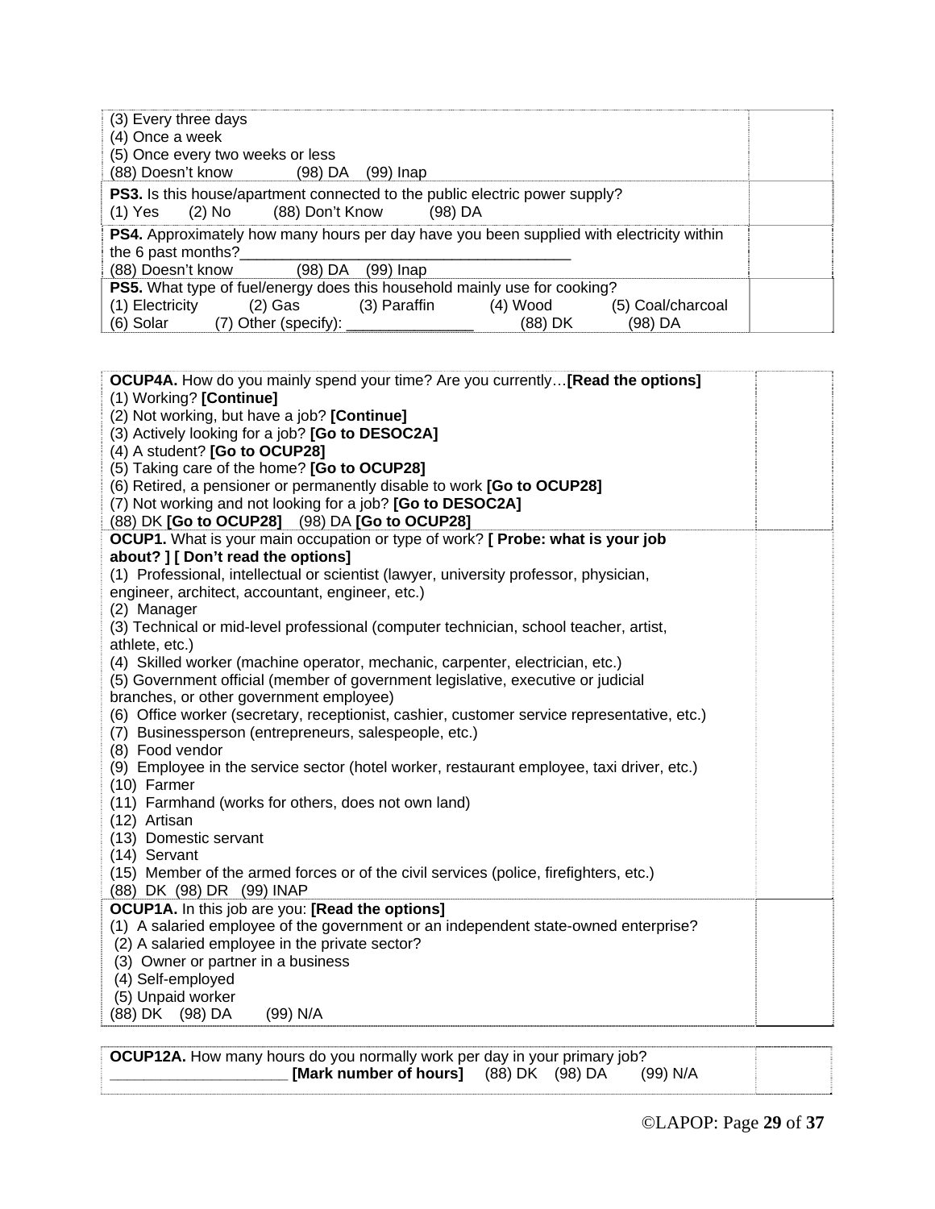| | |
|---|---|
| (3) Every three days<br>(4) Once a week<br>(5) Once every two weeks or less<br>(88) Doesn't know (98) DA (99) Inap | |
| **PS3.** Is this house/apartment connected to the public electric power supply?<br>(1) Yes (2) No (88) Don't Know (98) DA | |
| **PS4.** Approximately how many hours per day have you been supplied with electricity within the 6 past months?________________________________________<br>(88) Doesn't know (98) DA (99) Inap | |
| **PS5.** What type of fuel/energy does this household mainly use for cooking?<br>(1) Electricity (2) Gas (3) Paraffin (4) Wood (5) Coal/charcoal<br>(6) Solar (7) Other (specify): _______________ (88) DK (98) DA | |

| | |
|---|---|
| **OCUP4A.** How do you mainly spend your time? Are you currently…**[Read the options]**<br>(1) Working? **[Continue]**<br>(2) Not working, but have a job? **[Continue]**<br>(3) Actively looking for a job? **[Go to DESOC2A]**<br>(4) A student? **[Go to OCUP28]**<br>(5) Taking care of the home? **[Go to OCUP28]**<br>(6) Retired, a pensioner or permanently disable to work **[Go to OCUP28]**<br>(7) Not working and not looking for a job? **[Go to DESOC2A]**<br>(88) DK **[Go to OCUP28]** (98) DA **[Go to OCUP28]** | |
| **OCUP1.** What is your main occupation or type of work? **[ Probe: what is your job about? ] [ Don't read the options]**<br>(1) Professional, intellectual or scientist (lawyer, university professor, physician, engineer, architect, accountant, engineer, etc.)<br>(2) Manager<br>(3) Technical or mid-level professional (computer technician, school teacher, artist, athlete, etc.)<br>(4) Skilled worker (machine operator, mechanic, carpenter, electrician, etc.)<br>(5) Government official (member of government legislative, executive or judicial branches, or other government employee)<br>(6) Office worker (secretary, receptionist, cashier, customer service representative, etc.)<br>(7) Businessperson (entrepreneurs, salespeople, etc.)<br>(8) Food vendor<br>(9) Employee in the service sector (hotel worker, restaurant employee, taxi driver, etc.)<br>(10) Farmer<br>(11) Farmhand (works for others, does not own land)<br>(12) Artisan<br>(13) Domestic servant<br>(14) Servant<br>(15) Member of the armed forces or of the civil services (police, firefighters, etc.)<br>(88) DK (98) DR (99) INAP | |
| **OCUP1A.** In this job are you: **[Read the options]**<br>(1) A salaried employee of the government or an independent state-owned enterprise?<br>(2) A salaried employee in the private sector?<br>(3) Owner or partner in a business<br>(4) Self-employed<br>(5) Unpaid worker<br>(88) DK (98) DA (99) N/A | |

| | |
|---|---|
| **OCUP12A.** How many hours do you normally work per day in your primary job?<br>_____________________ **[Mark number of hours]** (88) DK (98) DA (99) N/A | |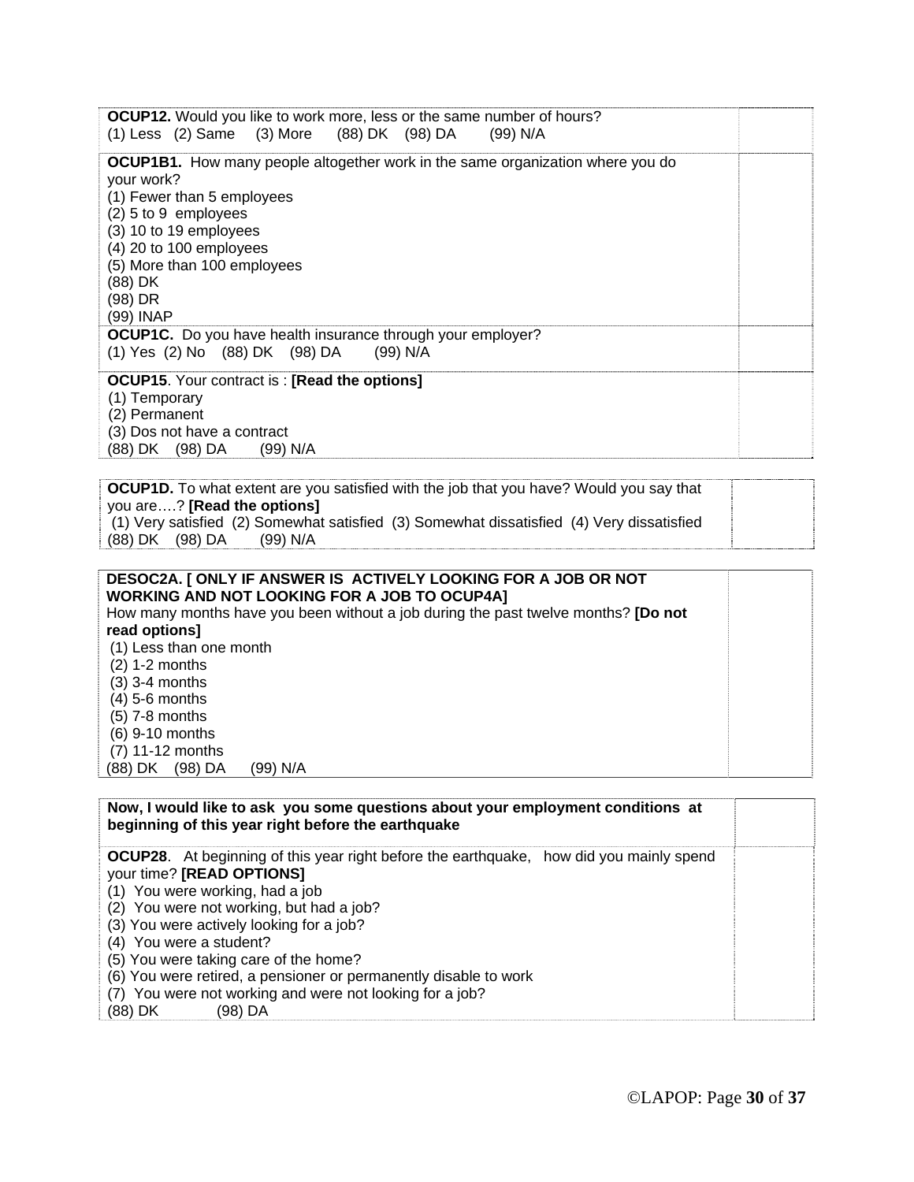| | |
|---|---|
| **OCUP12.** Would you like to work more, less or the same number of hours?<br>(1) Less (2) Same (3) More (88) DK (98) DA (99) N/A | |
| **OCUP1B1.** How many people altogether work in the same organization where you do your work?<br>(1) Fewer than 5 employees<br>(2) 5 to 9 employees<br>(3) 10 to 19 employees<br>(4) 20 to 100 employees<br>(5) More than 100 employees<br>(88) DK<br>(98) DR<br>(99) INAP | |
| **OCUP1C.** Do you have health insurance through your employer?<br>(1) Yes (2) No (88) DK (98) DA (99) N/A | |
| **OCUP15**. Your contract is : **[Read the options]**<br>(1) Temporary<br>(2) Permanent<br>(3) Dos not have a contract<br>(88) DK (98) DA (99) N/A | |

| | |
|---|---|
| **OCUP1D.** To what extent are you satisfied with the job that you have? Would you say that you are….? **[Read the options]**<br>(1) Very satisfied (2) Somewhat satisfied (3) Somewhat dissatisfied (4) Very dissatisfied<br>(88) DK (98) DA (99) N/A | |

| | |
|---|---|
| **DESOC2A. [ ONLY IF ANSWER IS ACTIVELY LOOKING FOR A JOB OR NOT WORKING AND NOT LOOKING FOR A JOB TO OCUP4A]**<br>How many months have you been without a job during the past twelve months? **[Do not read options]**<br>(1) Less than one month<br>(2) 1-2 months<br>(3) 3-4 months<br>(4) 5-6 months<br>(5) 7-8 months<br>(6) 9-10 months<br>(7) 11-12 months<br>(88) DK (98) DA (99) N/A | |

| | |
|---|---|
| **Now, I would like to ask you some questions about your employment conditions at beginning of this year right before the earthquake** | |
| **OCUP28**. At beginning of this year right before the earthquake, how did you mainly spend your time? **[READ OPTIONS]**<br>(1) You were working, had a job<br>(2) You were not working, but had a job?<br>(3) You were actively looking for a job?<br>(4) You were a student?<br>(5) You were taking care of the home?<br>(6) You were retired, a pensioner or permanently disable to work<br>(7) You were not working and were not looking for a job?<br>(88) DK (98) DA | |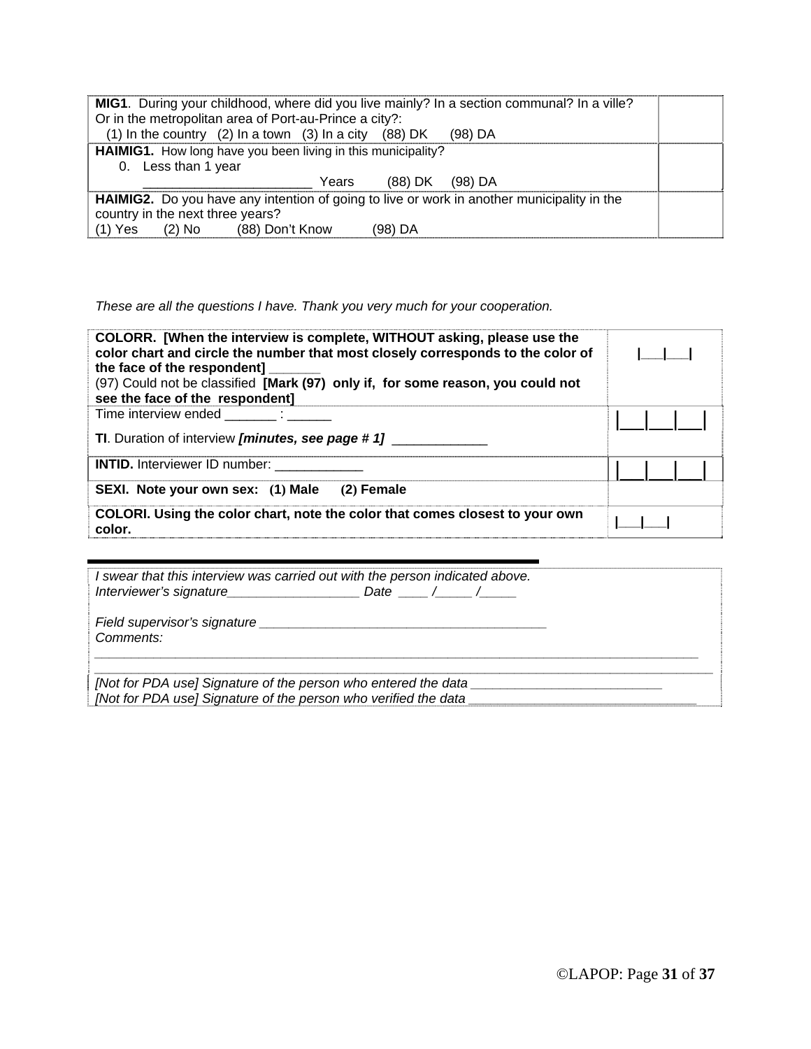| | |
|---|---|
| **MIG1**. During your childhood, where did you live mainly? In a section communal? In a ville? Or in the metropolitan area of Port-au-Prince a city?: (1) In the country (2) In a town (3) In a city (88) DK (98) DA | |
| **HAIMIG1.** How long have you been living in this municipality? 0. Less than 1 year ________________________ Years (88) DK (98) DA | |
| **HAIMIG2.** Do you have any intention of going to live or work in another municipality in the country in the next three years? (1) Yes (2) No (88) Don't Know (98) DA | |

*These are all the questions I have. Thank you very much for your cooperation.*

| | |
|---|---|
| **COLORR. [When the interview is complete, WITHOUT asking, please use the color chart and circle the number that most closely corresponds to the color of the face of the respondent] _______** (97) Could not be classified **[Mark (97) only if, for some reason, you could not see the face of the respondent]** | \|___\|___\| |
| Time interview ended _______ : ______ **TI**. Duration of interview ***[minutes, see page # 1]*** _____________ | \|___\|___\|___\| |
| **INTID.** Interviewer ID number: ____________ | \|___\|___\|___\| |
| **SEXI. Note your own sex: (1) Male (2) Female** | |
| **COLORI. Using the color chart, note the color that comes closest to your own color.** | \|___\|___\| |

*I swear that this interview was carried out with the person indicated above.*
*Interviewer's signature__________________ Date ____ /_____ /_____*

*Field supervisor's signature ________________________________________*
*Comments:*
*________________________________________________________________________________________*
*________________________________________________________________________________________*
*[Not for PDA use] Signature of the person who entered the data __________________________*
*[Not for PDA use] Signature of the person who verified the data _______________________________*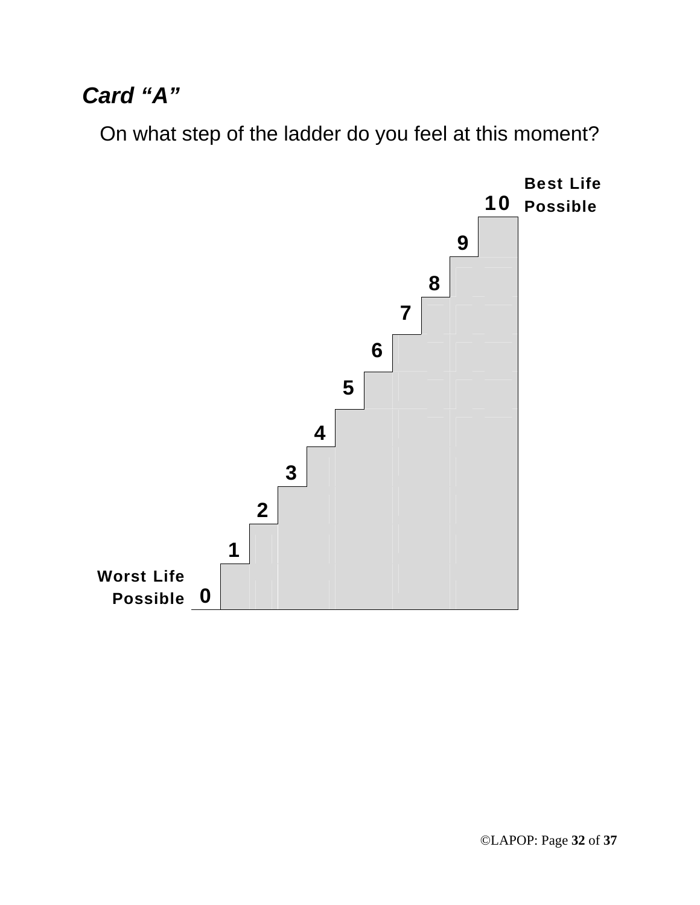***Card "A"***

On what step of the ladder do you feel at this moment?

**Best Life Possible**

**10**

**9**

**8**

**7**

**6**

**5**

**4**

**3**

**2**

**1**

**Worst Life Possible** **0**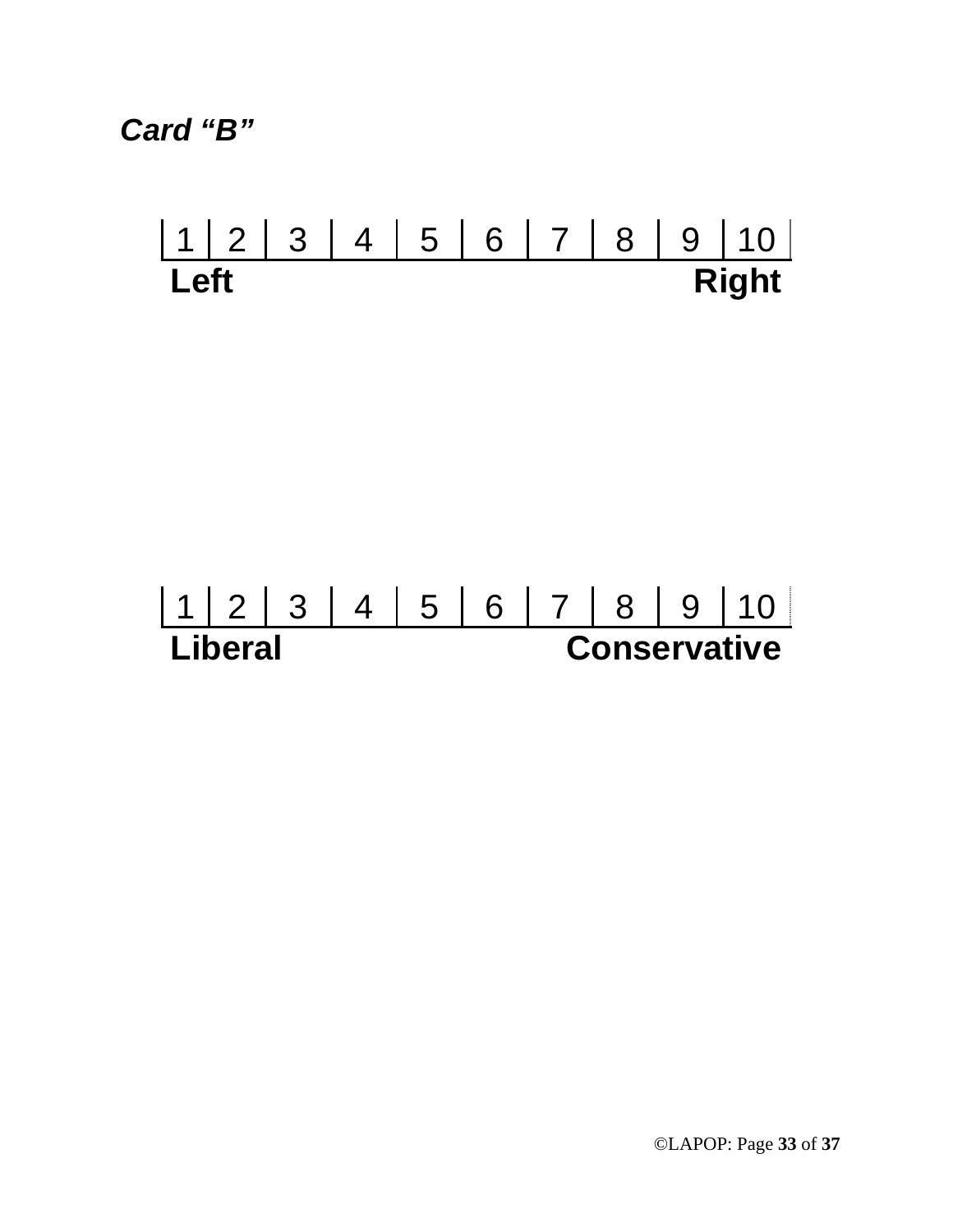***Card "B"***

| 1 | 2 | 3 | 4 | 5 | 6 | 7 | 8 | 9 | 10 |
|---|---|---|---|---|---|---|---|---|---|

**Left** **Right**

| 1 | 2 | 3 | 4 | 5 | 6 | 7 | 8 | 9 | 10 |
|---|---|---|---|---|---|---|---|---|---|

**Liberal** **Conservative**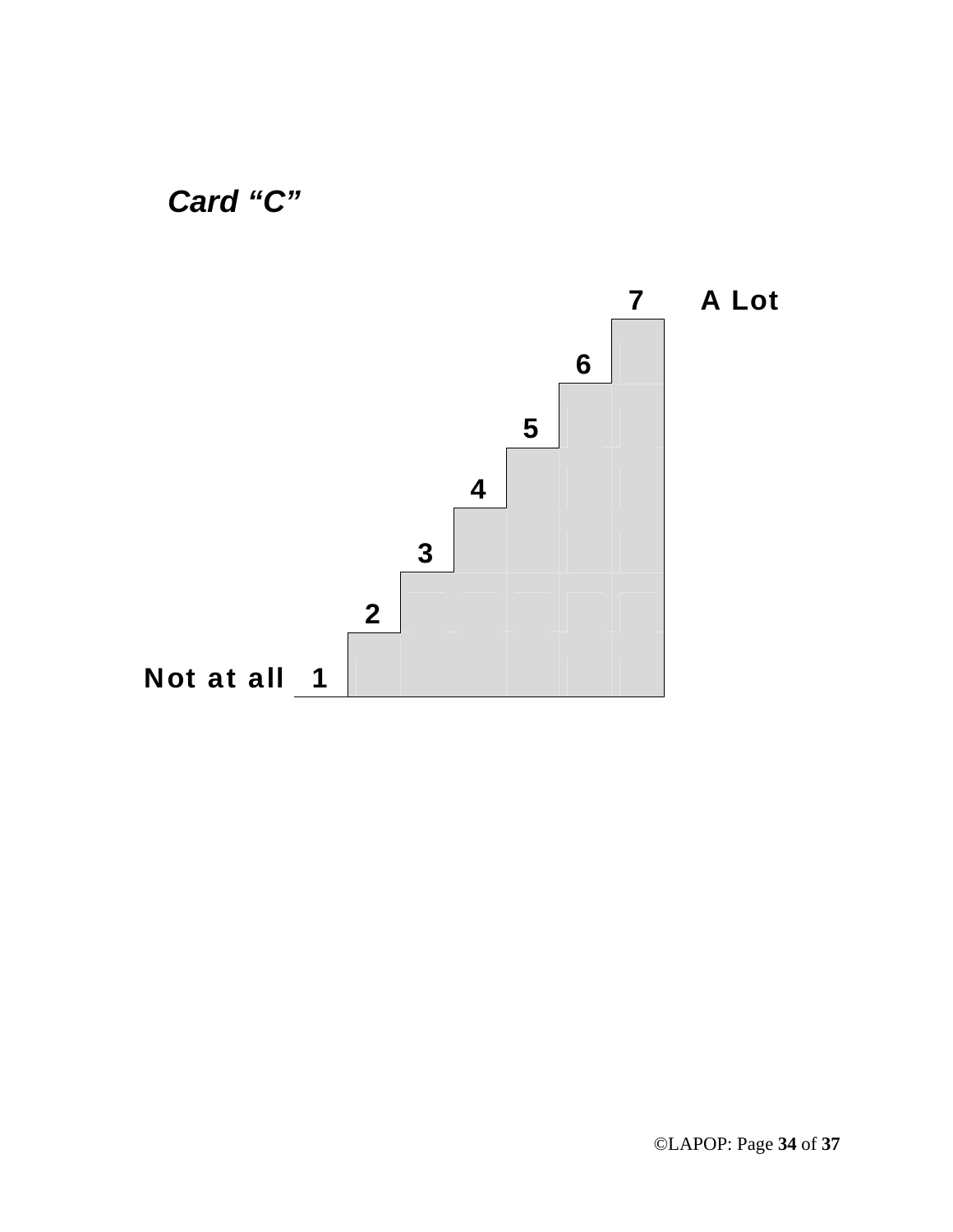***Card "C"***

7 **A Lot**

6

5

4

3

2

**Not at all** 1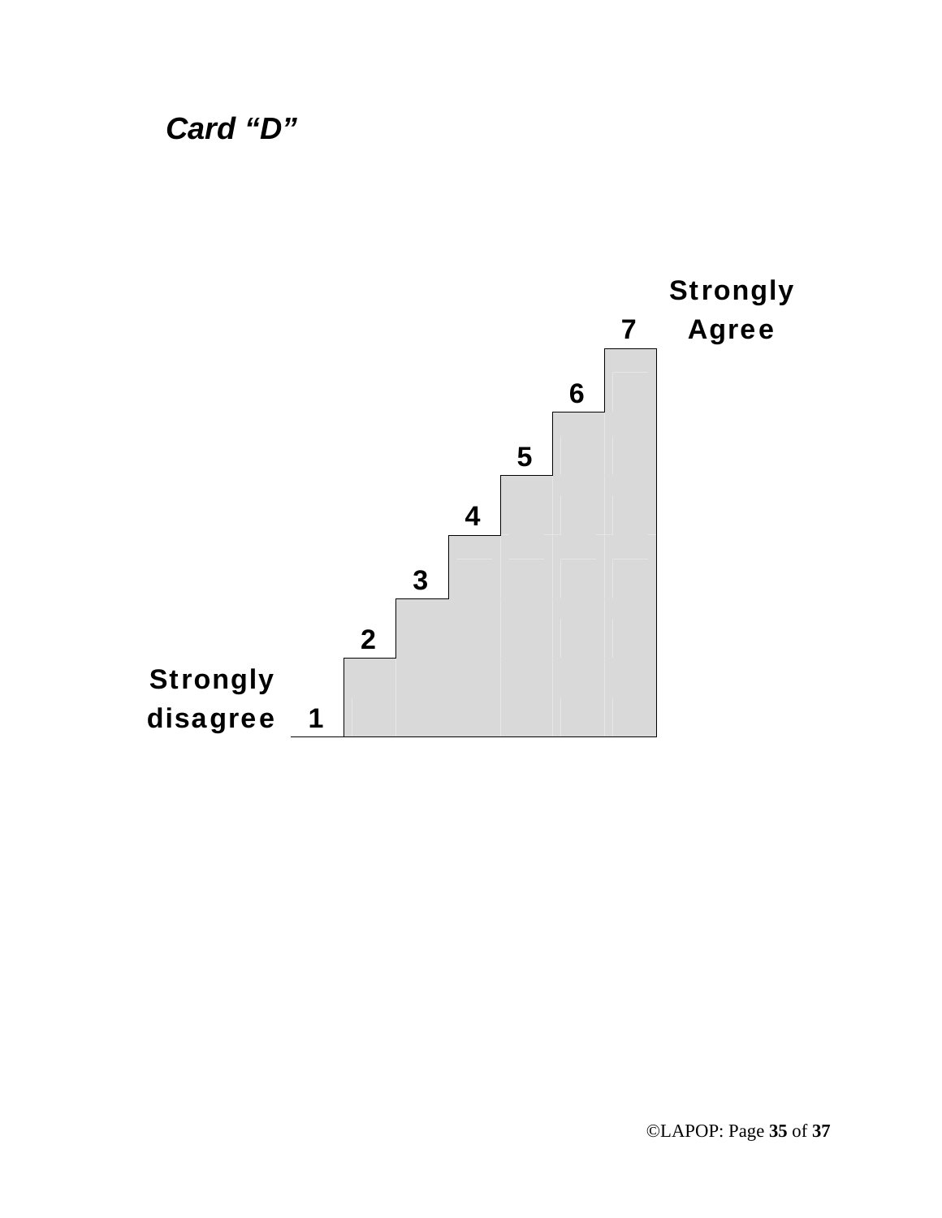***Card "D"***

Strongly Agree

7

6

5

4

3

2

Strongly disagree 1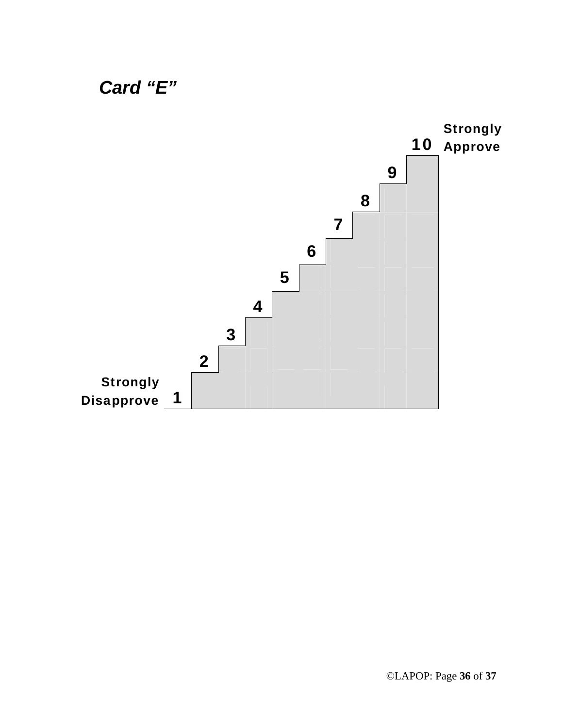***Card "E"***

Strongly Approve

10

9

8

7

6

5

4

3

2

Strongly Disapprove 1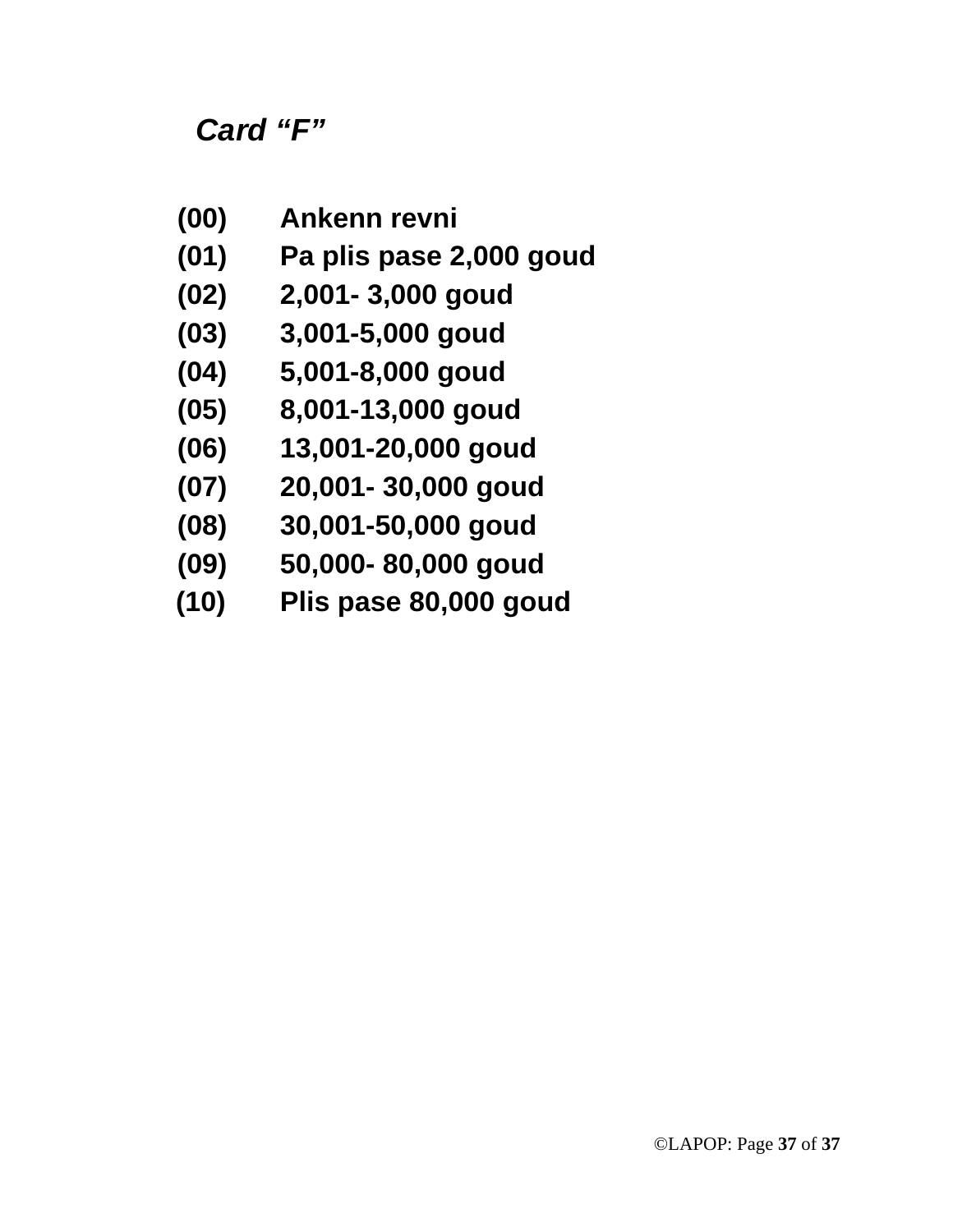***Card "F"***

**(00)	Ankenn revni**
**(01)	Pa plis pase 2,000 goud**
**(02)	2,001- 3,000 goud**
**(03)	3,001-5,000 goud**
**(04)	5,001-8,000 goud**
**(05)	8,001-13,000 goud**
**(06)	13,001-20,000 goud**
**(07)	20,001- 30,000 goud**
**(08)	30,001-50,000 goud**
**(09)	50,000- 80,000 goud**
**(10)	Plis pase 80,000 goud**